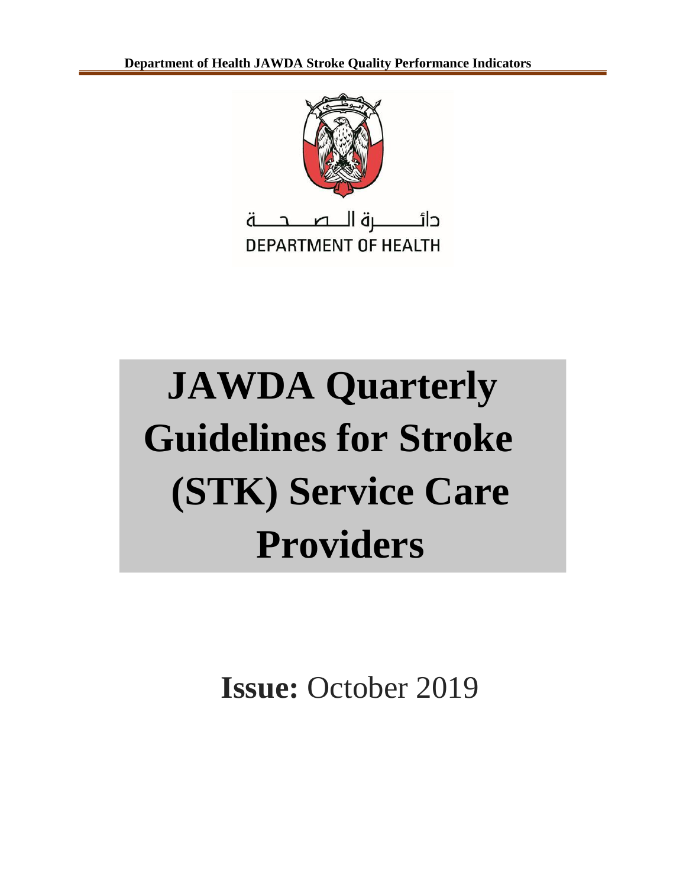دائـــــــرة الـــصـــحـــة
DEPARTMENT OF HEALTH

# JAWDA Quarterly Guidelines for Stroke (STK) Service Care Providers

**Issue:** October 2019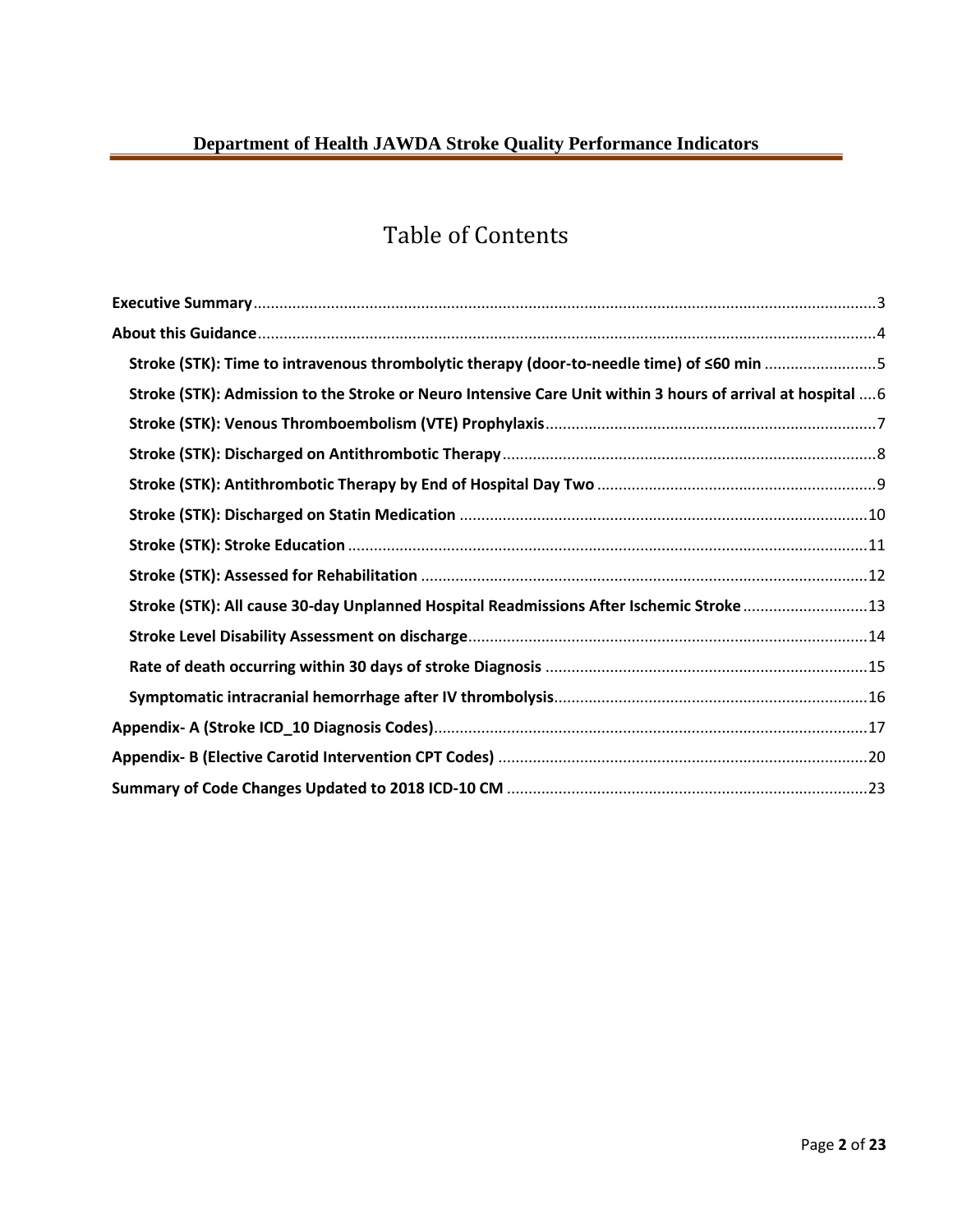# Table of Contents

**Executive Summary** ... 3

**About this Guidance** ... 4

- **Stroke (STK): Time to intravenous thrombolytic therapy (door-to-needle time) of ≤60 min** ... 5
- **Stroke (STK): Admission to the Stroke or Neuro Intensive Care Unit within 3 hours of arrival at hospital** ... 6
- **Stroke (STK): Venous Thromboembolism (VTE) Prophylaxis** ... 7
- **Stroke (STK): Discharged on Antithrombotic Therapy** ... 8
- **Stroke (STK): Antithrombotic Therapy by End of Hospital Day Two** ... 9
- **Stroke (STK): Discharged on Statin Medication** ... 10
- **Stroke (STK): Stroke Education** ... 11
- **Stroke (STK): Assessed for Rehabilitation** ... 12
- **Stroke (STK): All cause 30-day Unplanned Hospital Readmissions After Ischemic Stroke** ... 13
- **Stroke Level Disability Assessment on discharge** ... 14
- **Rate of death occurring within 30 days of stroke Diagnosis** ... 15
- **Symptomatic intracranial hemorrhage after IV thrombolysis** ... 16

**Appendix- A (Stroke ICD_10 Diagnosis Codes)** ... 17

**Appendix- B (Elective Carotid Intervention CPT Codes)** ... 20

**Summary of Code Changes Updated to 2018 ICD-10 CM** ... 23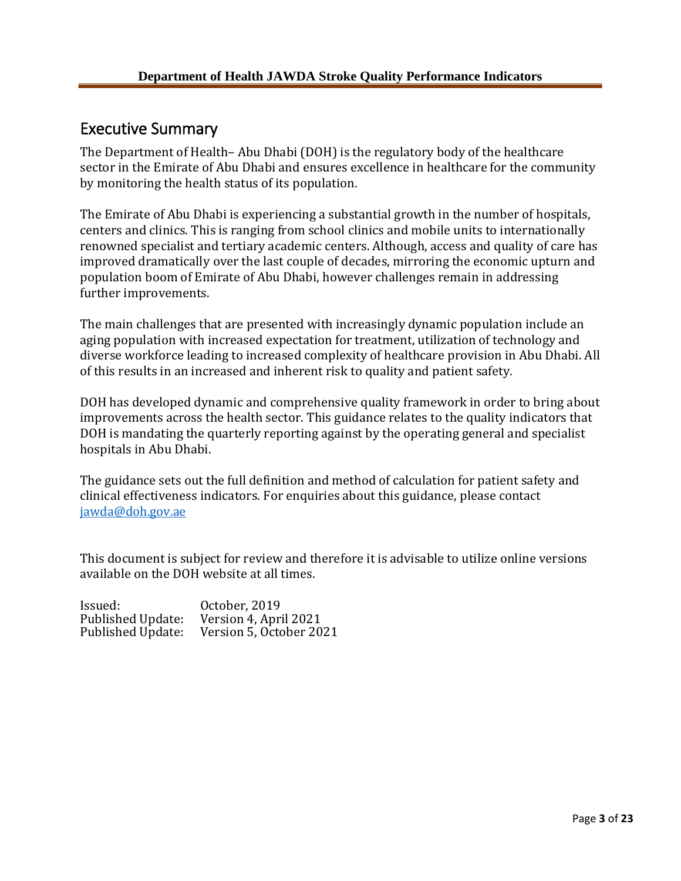## Executive Summary

The Department of Health– Abu Dhabi (DOH) is the regulatory body of the healthcare sector in the Emirate of Abu Dhabi and ensures excellence in healthcare for the community by monitoring the health status of its population.

The Emirate of Abu Dhabi is experiencing a substantial growth in the number of hospitals, centers and clinics. This is ranging from school clinics and mobile units to internationally renowned specialist and tertiary academic centers. Although, access and quality of care has improved dramatically over the last couple of decades, mirroring the economic upturn and population boom of Emirate of Abu Dhabi, however challenges remain in addressing further improvements.

The main challenges that are presented with increasingly dynamic population include an aging population with increased expectation for treatment, utilization of technology and diverse workforce leading to increased complexity of healthcare provision in Abu Dhabi. All of this results in an increased and inherent risk to quality and patient safety.

DOH has developed dynamic and comprehensive quality framework in order to bring about improvements across the health sector. This guidance relates to the quality indicators that DOH is mandating the quarterly reporting against by the operating general and specialist hospitals in Abu Dhabi.

The guidance sets out the full definition and method of calculation for patient safety and clinical effectiveness indicators. For enquiries about this guidance, please contact jawda@doh.gov.ae

This document is subject for review and therefore it is advisable to utilize online versions available on the DOH website at all times.

Issued: October, 2019
Published Update: Version 4, April 2021
Published Update: Version 5, October 2021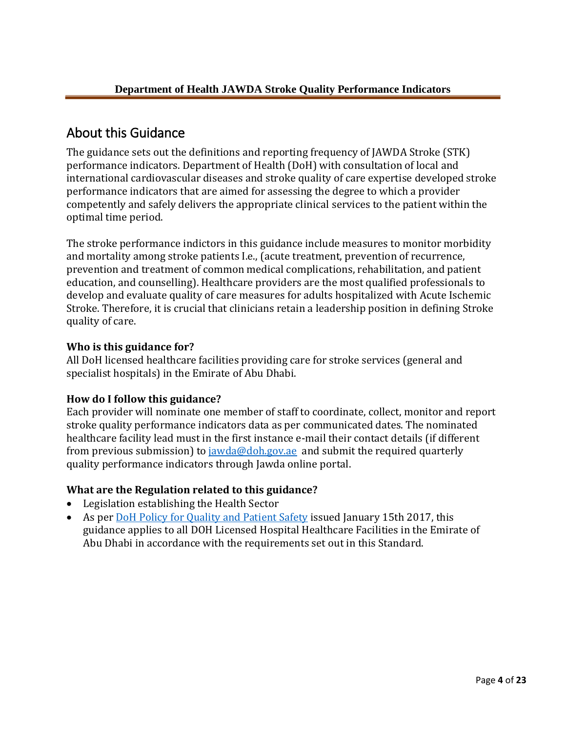## About this Guidance

The guidance sets out the definitions and reporting frequency of JAWDA Stroke (STK) performance indicators. Department of Health (DoH) with consultation of local and international cardiovascular diseases and stroke quality of care expertise developed stroke performance indicators that are aimed for assessing the degree to which a provider competently and safely delivers the appropriate clinical services to the patient within the optimal time period.

The stroke performance indictors in this guidance include measures to monitor morbidity and mortality among stroke patients I.e., (acute treatment, prevention of recurrence, prevention and treatment of common medical complications, rehabilitation, and patient education, and counselling). Healthcare providers are the most qualified professionals to develop and evaluate quality of care measures for adults hospitalized with Acute Ischemic Stroke. Therefore, it is crucial that clinicians retain a leadership position in defining Stroke quality of care.

**Who is this guidance for?**

All DoH licensed healthcare facilities providing care for stroke services (general and specialist hospitals) in the Emirate of Abu Dhabi.

**How do I follow this guidance?**

Each provider will nominate one member of staff to coordinate, collect, monitor and report stroke quality performance indicators data as per communicated dates. The nominated healthcare facility lead must in the first instance e-mail their contact details (if different from previous submission) to jawda@doh.gov.ae and submit the required quarterly quality performance indicators through Jawda online portal.

**What are the Regulation related to this guidance?**

- Legislation establishing the Health Sector
- As per DoH Policy for Quality and Patient Safety issued January 15th 2017, this guidance applies to all DOH Licensed Hospital Healthcare Facilities in the Emirate of Abu Dhabi in accordance with the requirements set out in this Standard.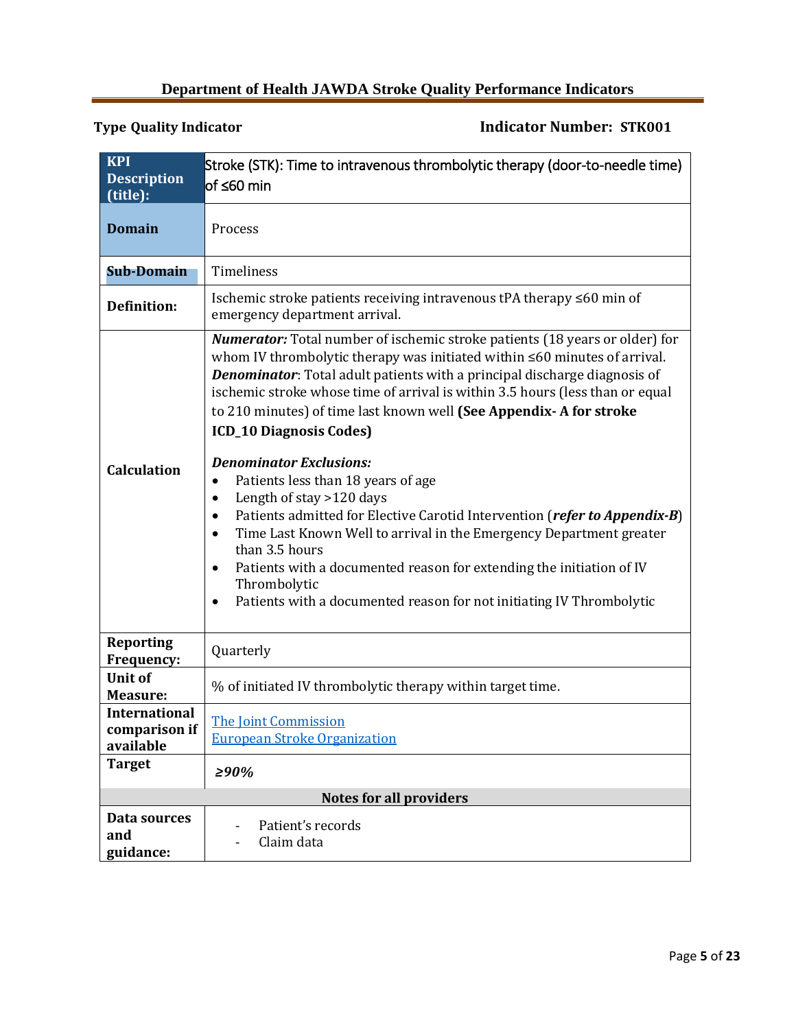## Department of Health JAWDA Stroke Quality Performance Indicators

**Type Quality Indicator** **Indicator Number: STK001**

| **KPI Description (title):** | Stroke (STK): Time to intravenous thrombolytic therapy (door-to-needle time) of ≤60 min |
|---|---|
| **Domain** | Process |
| **Sub-Domain** | Timeliness |
| **Definition:** | Ischemic stroke patients receiving intravenous tPA therapy ≤60 min of emergency department arrival. |
| **Calculation** | ***Numerator:*** Total number of ischemic stroke patients (18 years or older) for whom IV thrombolytic therapy was initiated within ≤60 minutes of arrival.<br>***Denominator***: Total adult patients with a principal discharge diagnosis of ischemic stroke whose time of arrival is within 3.5 hours (less than or equal to 210 minutes) of time last known well **(See Appendix- A for stroke ICD_10 Diagnosis Codes)**<br><br>***Denominator Exclusions:***<br>• Patients less than 18 years of age<br>• Length of stay >120 days<br>• Patients admitted for Elective Carotid Intervention (***refer to Appendix-B***)<br>• Time Last Known Well to arrival in the Emergency Department greater than 3.5 hours<br>• Patients with a documented reason for extending the initiation of IV Thrombolytic<br>• Patients with a documented reason for not initiating IV Thrombolytic |
| **Reporting Frequency:** | Quarterly |
| **Unit of Measure:** | % of initiated IV thrombolytic therapy within target time. |
| **International comparison if available** | The Joint Commission<br>European Stroke Organization |
| **Target** | ***≥90%*** |
| **Notes for all providers** | |
| **Data sources and guidance:** | - Patient's records<br>- Claim data |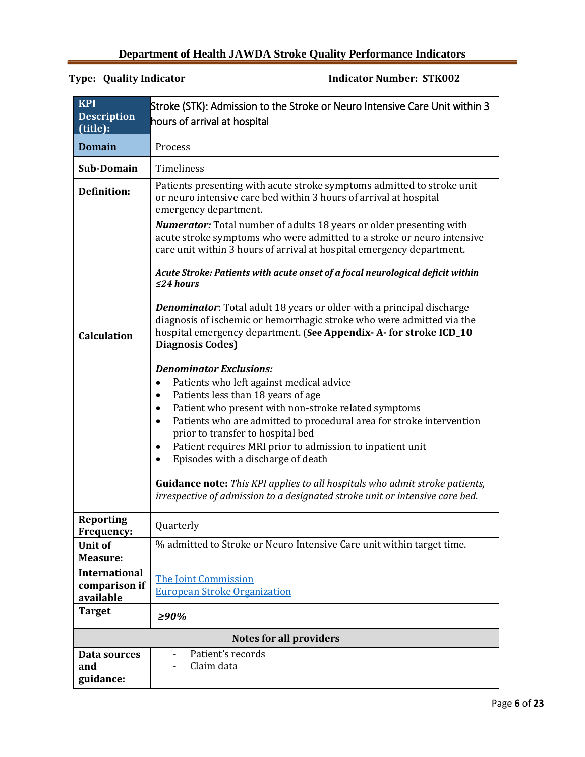## Department of Health JAWDA Stroke Quality Performance Indicators

**Type: Quality Indicator** **Indicator Number: STK002**

| | |
|---|---|
| **KPI Description (title):** | Stroke (STK): Admission to the Stroke or Neuro Intensive Care Unit within 3 hours of arrival at hospital |
| **Domain** | Process |
| **Sub-Domain** | Timeliness |
| **Definition:** | Patients presenting with acute stroke symptoms admitted to stroke unit or neuro intensive care bed within 3 hours of arrival at hospital emergency department. |
| **Calculation** | ***Numerator:*** Total number of adults 18 years or older presenting with acute stroke symptoms who were admitted to a stroke or neuro intensive care unit within 3 hours of arrival at hospital emergency department.<br><br>***Acute Stroke: Patients with acute onset of a focal neurological deficit within ≤24 hours***<br><br>***Denominator***: Total adult 18 years or older with a principal discharge diagnosis of ischemic or hemorrhagic stroke who were admitted via the hospital emergency department. (**See Appendix- A- for stroke ICD_10 Diagnosis Codes)**<br><br>***Denominator Exclusions:***<br>• Patients who left against medical advice<br>• Patients less than 18 years of age<br>• Patient who present with non-stroke related symptoms<br>• Patients who are admitted to procedural area for stroke intervention prior to transfer to hospital bed<br>• Patient requires MRI prior to admission to inpatient unit<br>• Episodes with a discharge of death<br><br>**Guidance note:** *This KPI applies to all hospitals who admit stroke patients, irrespective of admission to a designated stroke unit or intensive care bed.* |
| **Reporting Frequency:** | Quarterly |
| **Unit of Measure:** | % admitted to Stroke or Neuro Intensive Care unit within target time. |
| **International comparison if available** | [The Joint Commission]<br>[European Stroke Organization] |
| **Target** | ***≥90%*** |
| **Notes for all providers** | |
| **Data sources and guidance:** | - Patient's records<br>- Claim data |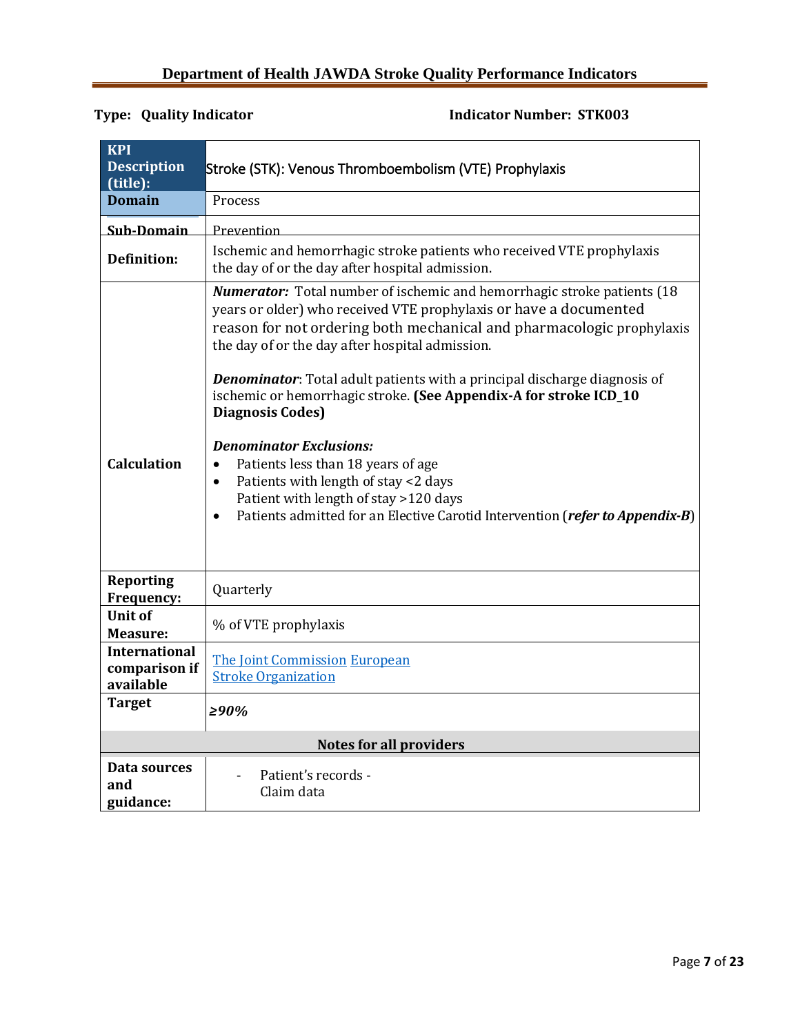**Type: Quality Indicator** **Indicator Number: STK003**

| KPI Description (title): | Stroke (STK): Venous Thromboembolism (VTE) Prophylaxis |
|---|---|
| **Domain** | Process |
| **Sub-Domain** | Prevention |
| **Definition:** | Ischemic and hemorrhagic stroke patients who received VTE prophylaxis the day of or the day after hospital admission. |
| **Calculation** | ***Numerator:*** Total number of ischemic and hemorrhagic stroke patients (18 years or older) who received VTE prophylaxis or have a documented reason for not ordering both mechanical and pharmacologic prophylaxis the day of or the day after hospital admission.<br><br>***Denominator***: Total adult patients with a principal discharge diagnosis of ischemic or hemorrhagic stroke. **(See Appendix-A for stroke ICD_10 Diagnosis Codes)**<br><br>***Denominator Exclusions:***<br>• Patients less than 18 years of age<br>• Patients with length of stay <2 days<br>Patient with length of stay >120 days<br>• Patients admitted for an Elective Carotid Intervention (***refer to Appendix-B***) |
| **Reporting Frequency:** | Quarterly |
| **Unit of Measure:** | % of VTE prophylaxis |
| **International comparison if available** | The Joint Commission European Stroke Organization |
| **Target** | *≥90%* |
| **Notes for all providers** | |
| **Data sources and guidance:** | - Patient's records -<br>Claim data |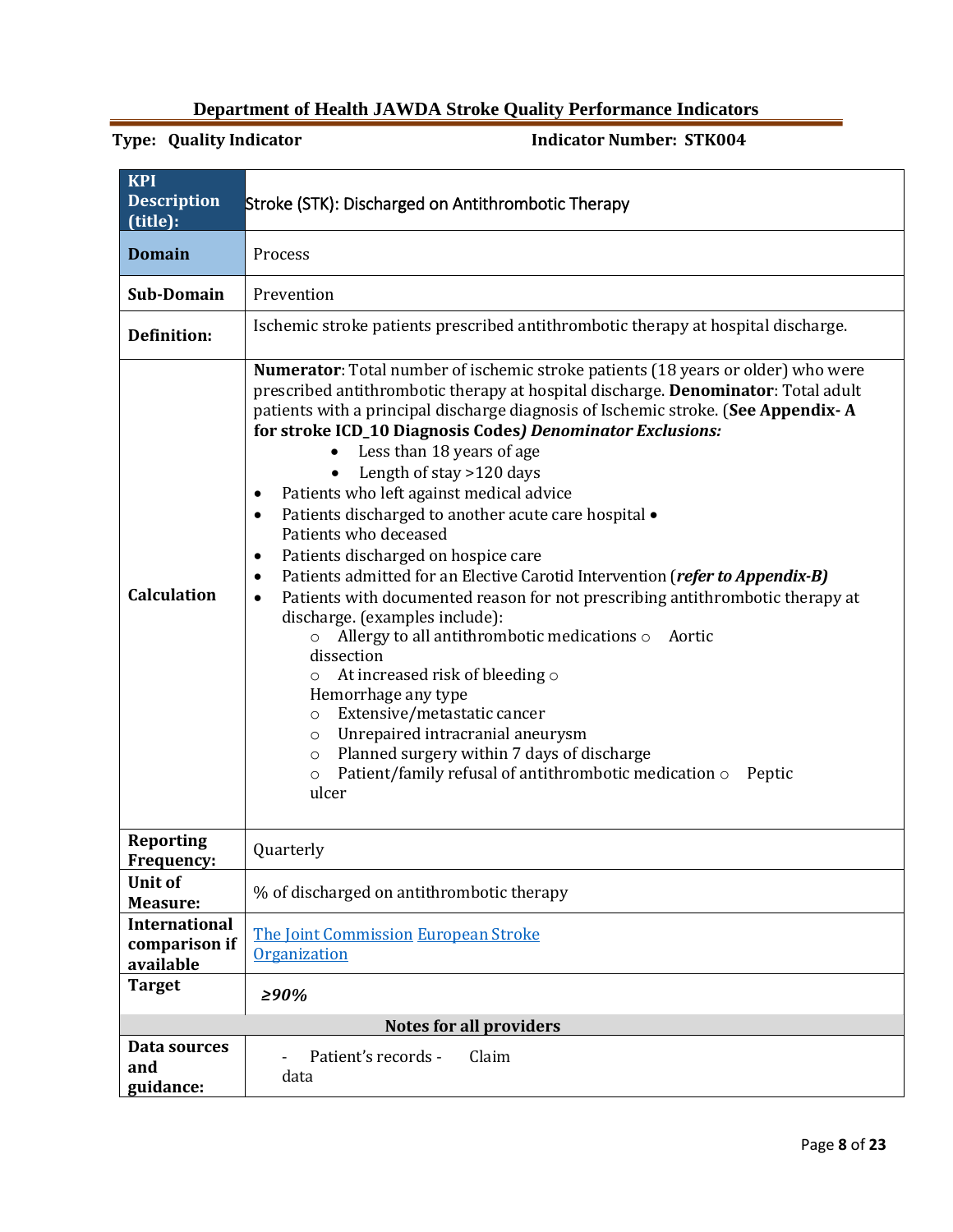## Department of Health JAWDA Stroke Quality Performance Indicators

**Type: Quality Indicator** **Indicator Number: STK004**

| | |
|---|---|
| **KPI Description (title):** | Stroke (STK): Discharged on Antithrombotic Therapy |
| **Domain** | Process |
| **Sub-Domain** | Prevention |
| **Definition:** | Ischemic stroke patients prescribed antithrombotic therapy at hospital discharge. |
| **Calculation** | **Numerator**: Total number of ischemic stroke patients (18 years or older) who were prescribed antithrombotic therapy at hospital discharge. **Denominator**: Total adult patients with a principal discharge diagnosis of Ischemic stroke. (**See Appendix- A for stroke ICD_10 Diagnosis Codes*) Denominator Exclusions:*** <br>• Less than 18 years of age <br>• Length of stay >120 days <br>• Patients who left against medical advice <br>• Patients discharged to another acute care hospital <br>• Patients who deceased <br>• Patients discharged on hospice care <br>• Patients admitted for an Elective Carotid Intervention (***refer to Appendix-B)*** <br>• Patients with documented reason for not prescribing antithrombotic therapy at discharge. (examples include): <br>○ Allergy to all antithrombotic medications <br>○ Aortic dissection <br>○ At increased risk of bleeding <br>○ Hemorrhage any type <br>○ Extensive/metastatic cancer <br>○ Unrepaired intracranial aneurysm <br>○ Planned surgery within 7 days of discharge <br>○ Patient/family refusal of antithrombotic medication <br>○ Peptic ulcer |
| **Reporting Frequency:** | Quarterly |
| **Unit of Measure:** | % of discharged on antithrombotic therapy |
| **International comparison if available** | The Joint Commission European Stroke Organization |
| **Target** | *≥90%* |
| **Notes for all providers** | |
| **Data sources and guidance:** | - Patient's records <br>- Claim data |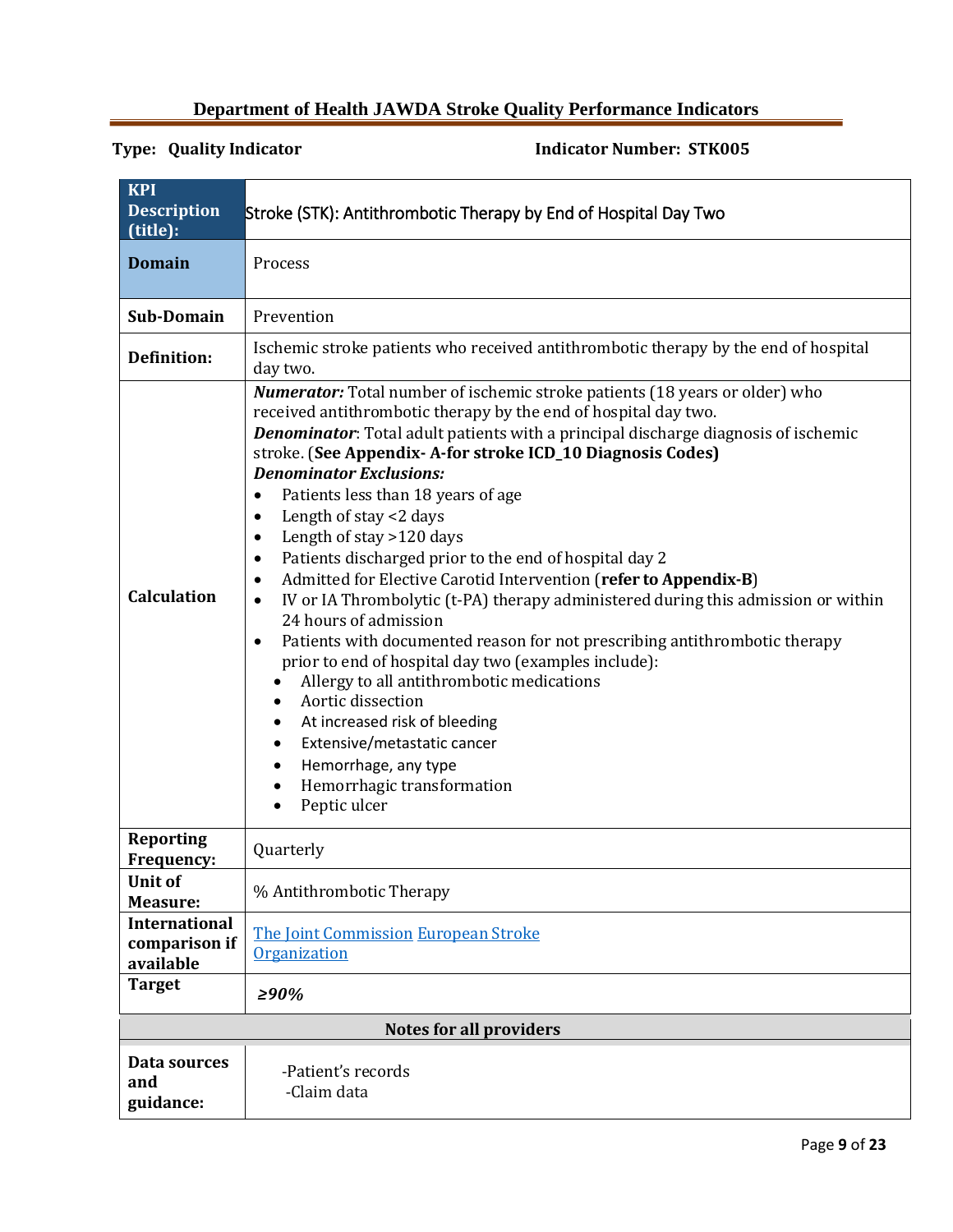**Department of Health JAWDA Stroke Quality Performance Indicators**

**Type: Quality Indicator** **Indicator Number: STK005**

| **KPI Description (title):** | Stroke (STK): Antithrombotic Therapy by End of Hospital Day Two |
|---|---|
| **Domain** | Process |
| **Sub-Domain** | Prevention |
| **Definition:** | Ischemic stroke patients who received antithrombotic therapy by the end of hospital day two. |
| **Calculation** | ***Numerator:*** Total number of ischemic stroke patients (18 years or older) who received antithrombotic therapy by the end of hospital day two.<br>***Denominator***: Total adult patients with a principal discharge diagnosis of ischemic stroke. (**See Appendix- A-for stroke ICD_10 Diagnosis Codes)**<br>***Denominator Exclusions:***<br>• Patients less than 18 years of age<br>• Length of stay <2 days<br>• Length of stay >120 days<br>• Patients discharged prior to the end of hospital day 2<br>• Admitted for Elective Carotid Intervention (**refer to Appendix-B**)<br>• IV or IA Thrombolytic (t-PA) therapy administered during this admission or within 24 hours of admission<br>• Patients with documented reason for not prescribing antithrombotic therapy prior to end of hospital day two (examples include):<br>  ◦ Allergy to all antithrombotic medications<br>  ◦ Aortic dissection<br>  ◦ At increased risk of bleeding<br>  ◦ Extensive/metastatic cancer<br>  ◦ Hemorrhage, any type<br>  ◦ Hemorrhagic transformation<br>  ◦ Peptic ulcer |
| **Reporting Frequency:** | Quarterly |
| **Unit of Measure:** | % Antithrombotic Therapy |
| **International comparison if available** | The Joint Commission European Stroke Organization |
| **Target** | ***≥90%*** |
| **Notes for all providers** | |
| **Data sources and guidance:** | -Patient's records<br>-Claim data |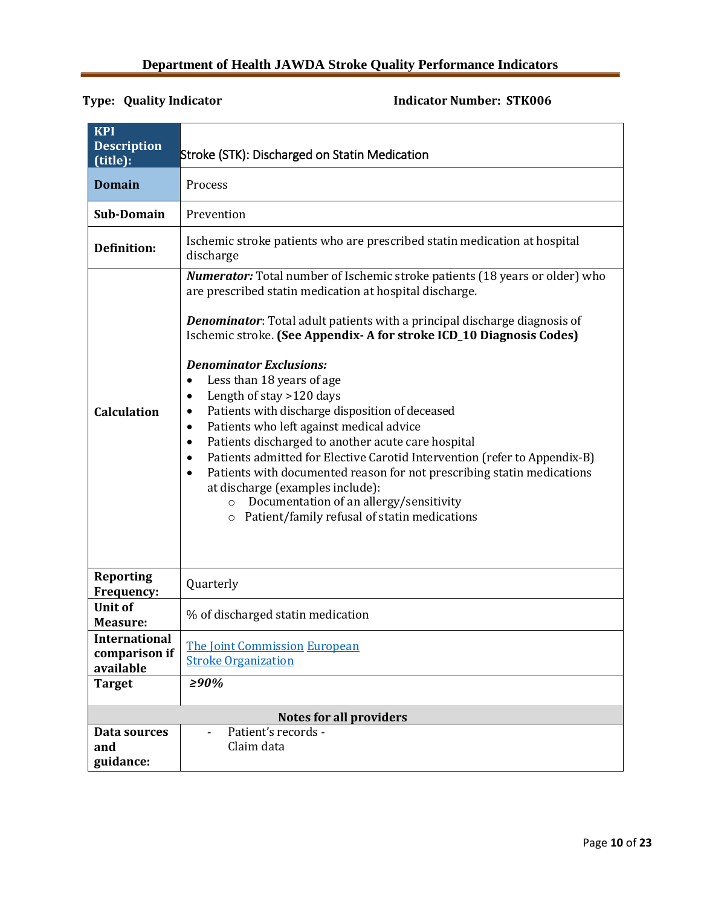**Department of Health JAWDA Stroke Quality Performance Indicators**

**Type: Quality Indicator** **Indicator Number: STK006**

| **KPI Description (title):** | Stroke (STK): Discharged on Statin Medication |
|---|---|
| **Domain** | Process |
| **Sub-Domain** | Prevention |
| **Definition:** | Ischemic stroke patients who are prescribed statin medication at hospital discharge |
| **Calculation** | ***Numerator:*** Total number of Ischemic stroke patients (18 years or older) who are prescribed statin medication at hospital discharge.<br><br>***Denominator***: Total adult patients with a principal discharge diagnosis of Ischemic stroke. **(See Appendix- A for stroke ICD_10 Diagnosis Codes)**<br><br>***Denominator Exclusions:***<br>• Less than 18 years of age<br>• Length of stay >120 days<br>• Patients with discharge disposition of deceased<br>• Patients who left against medical advice<br>• Patients discharged to another acute care hospital<br>• Patients admitted for Elective Carotid Intervention (refer to Appendix-B)<br>• Patients with documented reason for not prescribing statin medications at discharge (examples include):<br>  ○ Documentation of an allergy/sensitivity<br>  ○ Patient/family refusal of statin medications |
| **Reporting Frequency:** | Quarterly |
| **Unit of Measure:** | % of discharged statin medication |
| **International comparison if available** | The Joint Commission European Stroke Organization |
| **Target** | ***≥90%*** |
| **Notes for all providers** | |
| **Data sources and guidance:** | - Patient's records - Claim data |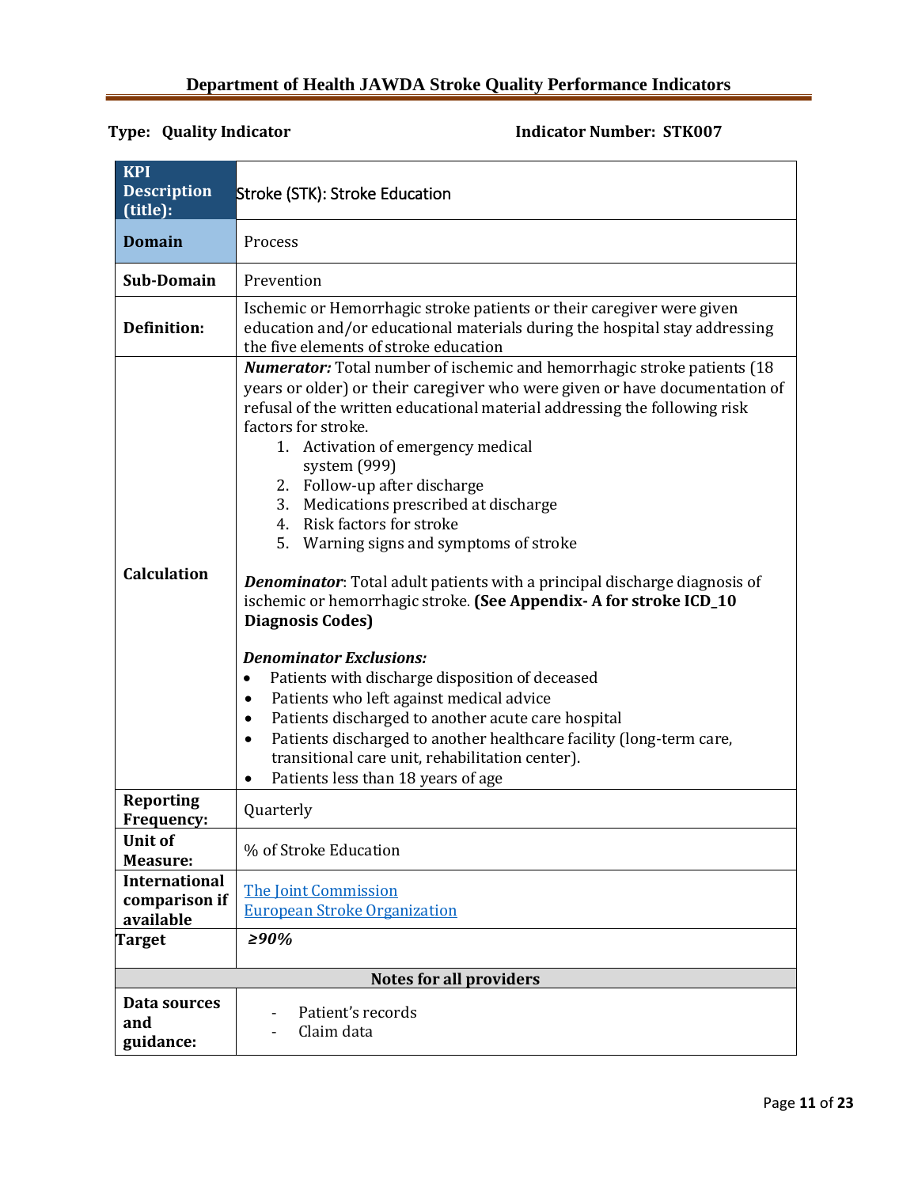**Type: Quality Indicator** **Indicator Number: STK007**

| **KPI Description (title):** | Stroke (STK): Stroke Education |
|---|---|
| **Domain** | Process |
| **Sub-Domain** | Prevention |
| **Definition:** | Ischemic or Hemorrhagic stroke patients or their caregiver were given education and/or educational materials during the hospital stay addressing the five elements of stroke education |
| **Calculation** | ***Numerator:*** Total number of ischemic and hemorrhagic stroke patients (18 years or older) or their caregiver who were given or have documentation of refusal of the written educational material addressing the following risk factors for stroke.<br>1. Activation of emergency medical system (999)<br>2. Follow-up after discharge<br>3. Medications prescribed at discharge<br>4. Risk factors for stroke<br>5. Warning signs and symptoms of stroke<br><br>***Denominator***: Total adult patients with a principal discharge diagnosis of ischemic or hemorrhagic stroke. **(See Appendix- A for stroke ICD_10 Diagnosis Codes)**<br><br>***Denominator Exclusions:***<br>• Patients with discharge disposition of deceased<br>• Patients who left against medical advice<br>• Patients discharged to another acute care hospital<br>• Patients discharged to another healthcare facility (long-term care, transitional care unit, rehabilitation center).<br>• Patients less than 18 years of age |
| **Reporting Frequency:** | Quarterly |
| **Unit of Measure:** | % of Stroke Education |
| **International comparison if available** | The Joint Commission<br>European Stroke Organization |
| **Target** | ***≥90%*** |
| **Notes for all providers** | |
| **Data sources and guidance:** | - Patient's records<br>- Claim data |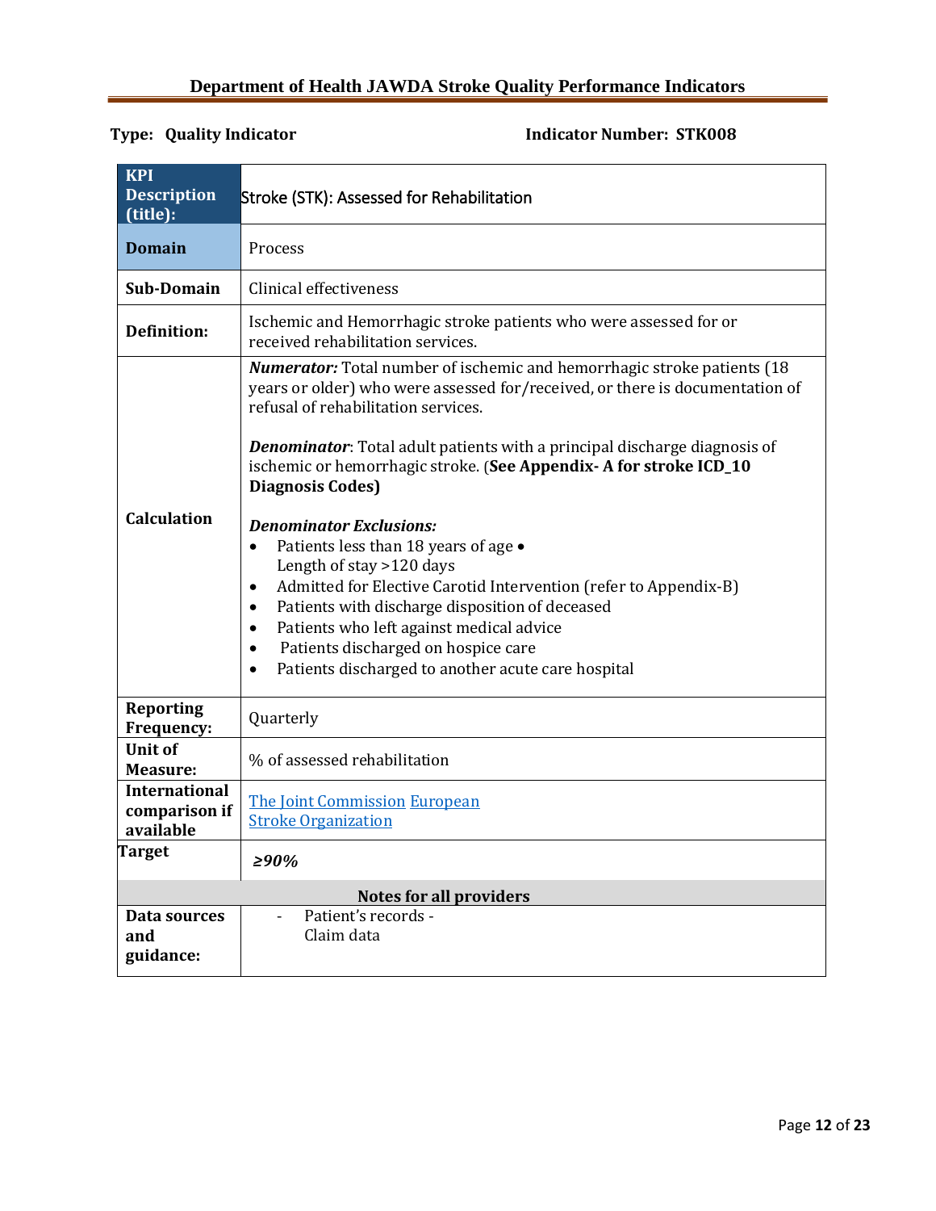**Type: Quality Indicator** **Indicator Number: STK008**

| **KPI Description (title):** | Stroke (STK): Assessed for Rehabilitation |
|---|---|
| **Domain** | Process |
| **Sub-Domain** | Clinical effectiveness |
| **Definition:** | Ischemic and Hemorrhagic stroke patients who were assessed for or received rehabilitation services. |
| **Calculation** | ***Numerator:*** Total number of ischemic and hemorrhagic stroke patients (18 years or older) who were assessed for/received, or there is documentation of refusal of rehabilitation services.<br><br>***Denominator***: Total adult patients with a principal discharge diagnosis of ischemic or hemorrhagic stroke. (**See Appendix- A for stroke ICD_10 Diagnosis Codes)**<br><br>***Denominator Exclusions:***<br>• Patients less than 18 years of age<br>• Length of stay >120 days<br>• Admitted for Elective Carotid Intervention (refer to Appendix-B)<br>• Patients with discharge disposition of deceased<br>• Patients who left against medical advice<br>• Patients discharged on hospice care<br>• Patients discharged to another acute care hospital |
| **Reporting Frequency:** | Quarterly |
| **Unit of Measure:** | % of assessed rehabilitation |
| **International comparison if available** | The Joint Commission European Stroke Organization |
| **Target** | ***≥90%*** |
| **Notes for all providers** | |
| **Data sources and guidance:** | - Patient's records<br>- Claim data |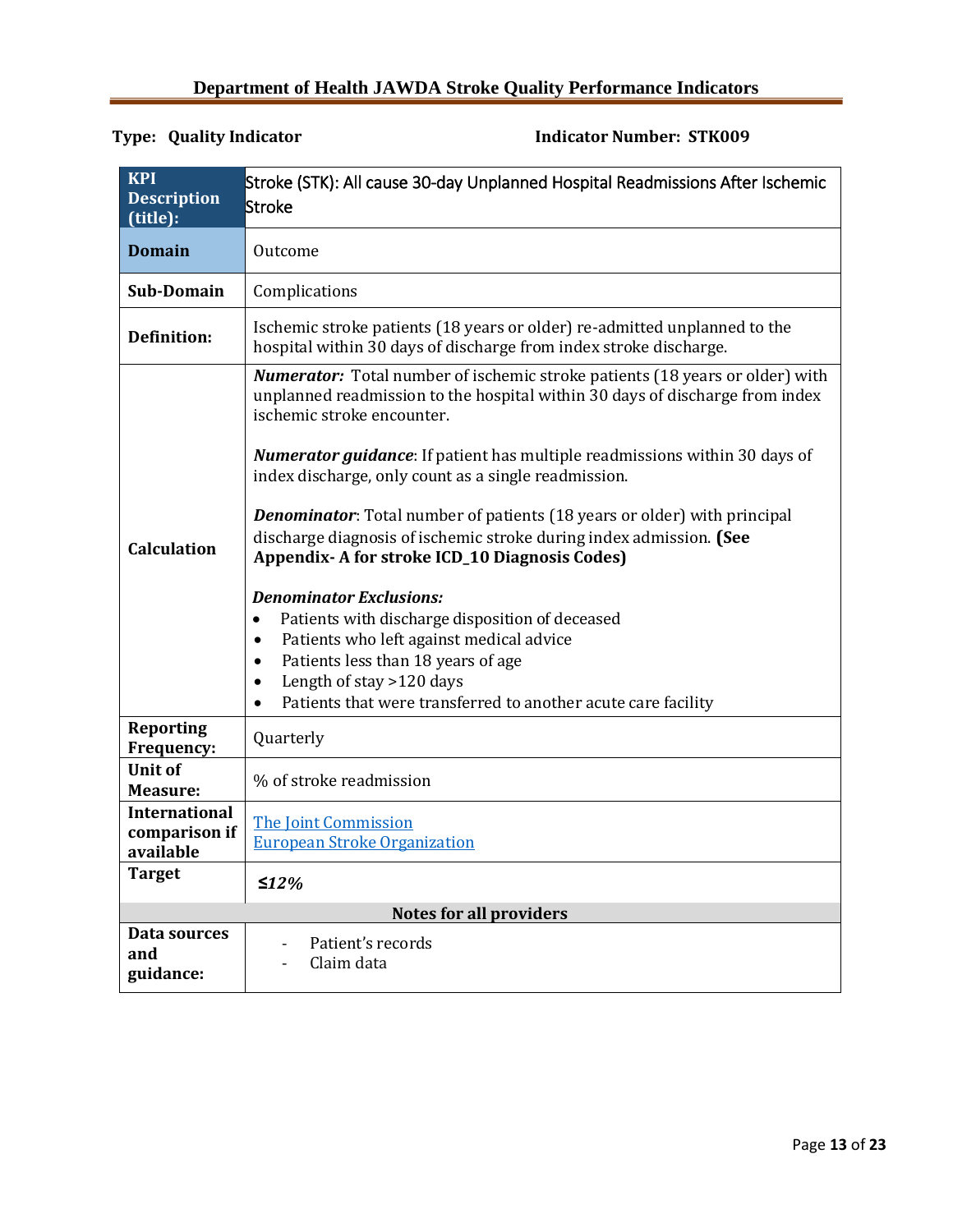**Department of Health JAWDA Stroke Quality Performance Indicators**

**Type: Quality Indicator** **Indicator Number: STK009**

| **KPI Description (title):** | Stroke (STK): All cause 30-day Unplanned Hospital Readmissions After Ischemic Stroke |
|---|---|
| **Domain** | Outcome |
| **Sub-Domain** | Complications |
| **Definition:** | Ischemic stroke patients (18 years or older) re-admitted unplanned to the hospital within 30 days of discharge from index stroke discharge. |
| **Calculation** | ***Numerator:*** Total number of ischemic stroke patients (18 years or older) with unplanned readmission to the hospital within 30 days of discharge from index ischemic stroke encounter.<br><br>***Numerator guidance***: If patient has multiple readmissions within 30 days of index discharge, only count as a single readmission.<br><br>***Denominator***: Total number of patients (18 years or older) with principal discharge diagnosis of ischemic stroke during index admission. **(See Appendix- A for stroke ICD_10 Diagnosis Codes)**<br><br>***Denominator Exclusions:***<br>• Patients with discharge disposition of deceased<br>• Patients who left against medical advice<br>• Patients less than 18 years of age<br>• Length of stay >120 days<br>• Patients that were transferred to another acute care facility |
| **Reporting Frequency:** | Quarterly |
| **Unit of Measure:** | % of stroke readmission |
| **International comparison if available** | The Joint Commission<br>European Stroke Organization |
| **Target** | ***≤12%*** |
| **Notes for all providers** | |
| **Data sources and guidance:** | - Patient's records<br>- Claim data |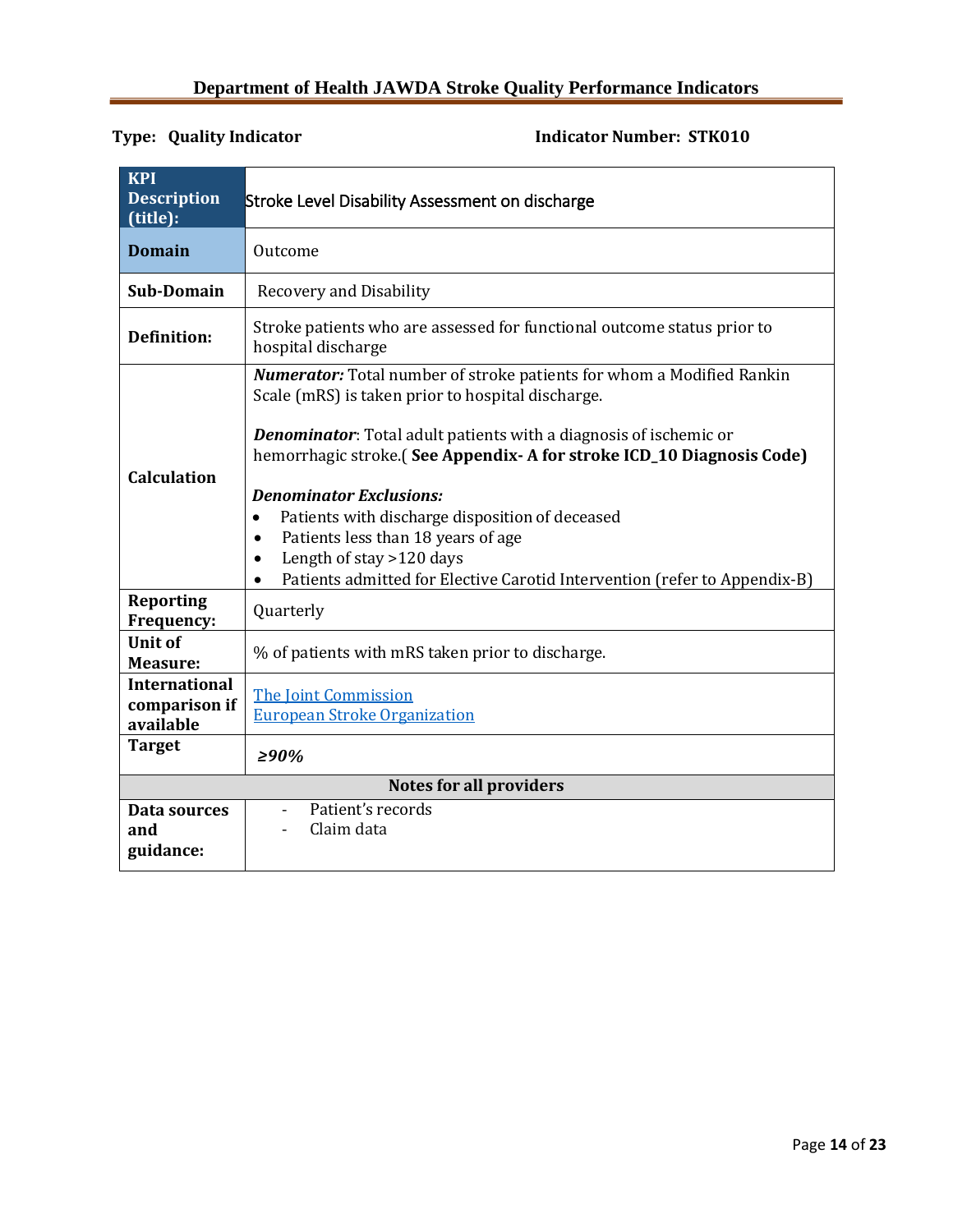**Type: Quality Indicator** **Indicator Number: STK010**

| **KPI Description (title):** | Stroke Level Disability Assessment on discharge |
|---|---|
| **Domain** | Outcome |
| **Sub-Domain** | Recovery and Disability |
| **Definition:** | Stroke patients who are assessed for functional outcome status prior to hospital discharge |
| **Calculation** | ***Numerator:*** Total number of stroke patients for whom a Modified Rankin Scale (mRS) is taken prior to hospital discharge.<br><br>***Denominator***: Total adult patients with a diagnosis of ischemic or hemorrhagic stroke.( **See Appendix- A for stroke ICD_10 Diagnosis Code)**<br><br>***Denominator Exclusions:***<br>• Patients with discharge disposition of deceased<br>• Patients less than 18 years of age<br>• Length of stay >120 days<br>• Patients admitted for Elective Carotid Intervention (refer to Appendix-B) |
| **Reporting Frequency:** | Quarterly |
| **Unit of Measure:** | % of patients with mRS taken prior to discharge. |
| **International comparison if available** | The Joint Commission<br>European Stroke Organization |
| **Target** | *≥90%* |
| **Notes for all providers** | |
| **Data sources and guidance:** | - Patient's records<br>- Claim data |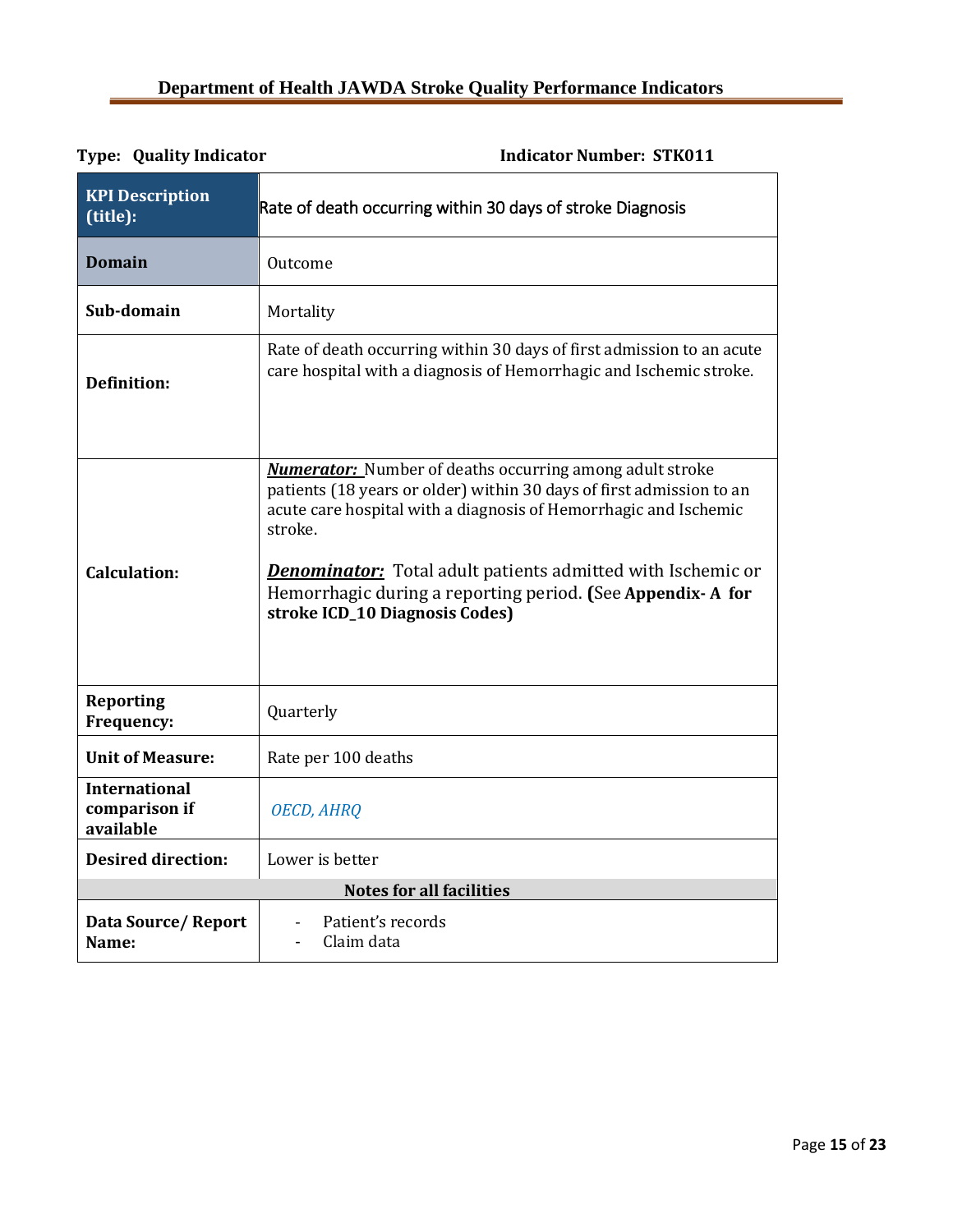**Type: Quality Indicator** **Indicator Number: STK011**

| **KPI Description (title):** | Rate of death occurring within 30 days of stroke Diagnosis |
|---|---|
| **Domain** | Outcome |
| **Sub-domain** | Mortality |
| **Definition:** | Rate of death occurring within 30 days of first admission to an acute care hospital with a diagnosis of Hemorrhagic and Ischemic stroke. |
| **Calculation:** | ***Numerator:*** Number of deaths occurring among adult stroke patients (18 years or older) within 30 days of first admission to an acute care hospital with a diagnosis of Hemorrhagic and Ischemic stroke.<br><br>***Denominator:*** Total adult patients admitted with Ischemic or Hemorrhagic during a reporting period. **(**See **Appendix- A for stroke ICD_10 Diagnosis Codes)** |
| **Reporting Frequency:** | Quarterly |
| **Unit of Measure:** | Rate per 100 deaths |
| **International comparison if available** | *OECD, AHRQ* |
| **Desired direction:** | Lower is better |
| **Notes for all facilities** | |
| **Data Source/ Report Name:** | - Patient's records<br>- Claim data |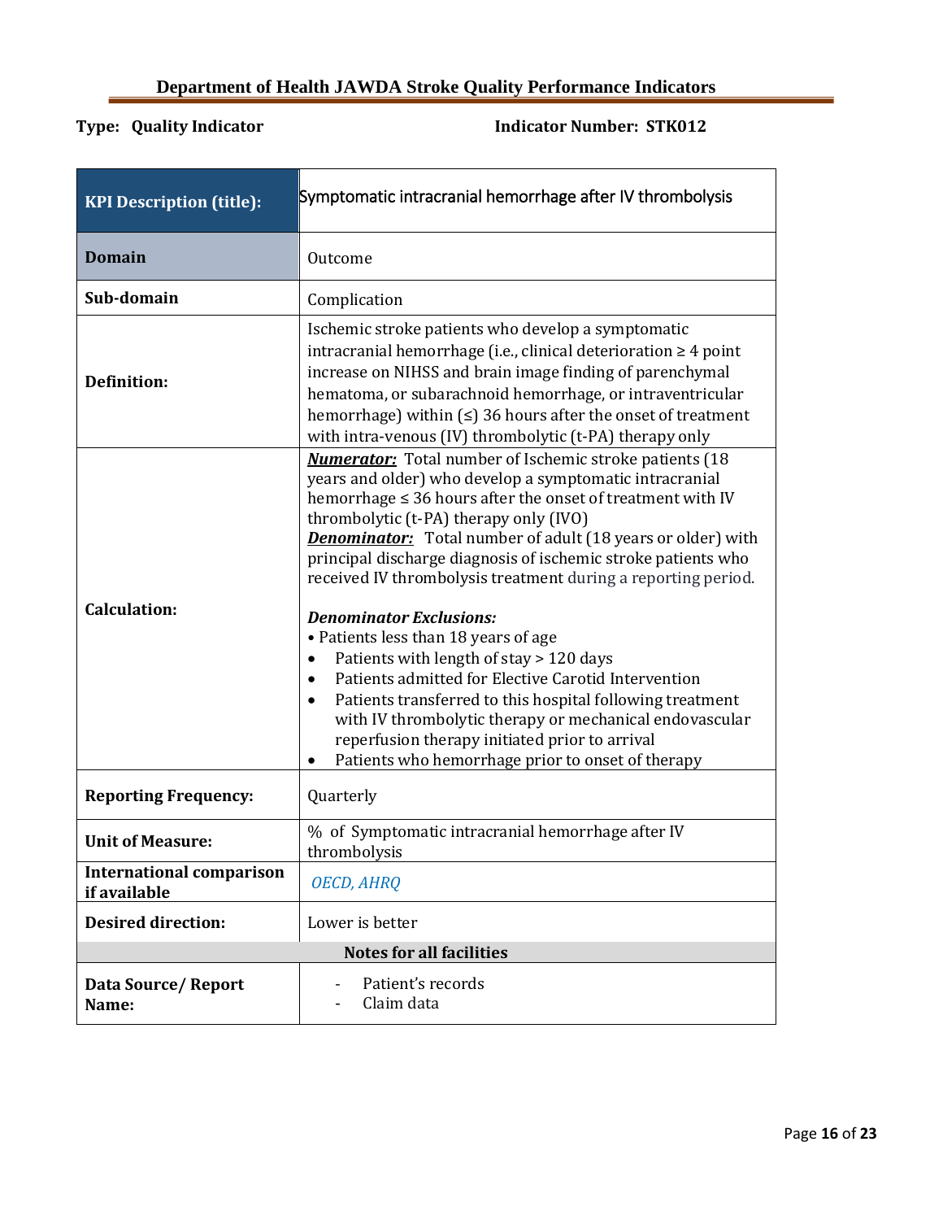## Department of Health JAWDA Stroke Quality Performance Indicators

**Type: Quality Indicator** **Indicator Number: STK012**

| **KPI Description (title):** | Symptomatic intracranial hemorrhage after IV thrombolysis |
|---|---|
| **Domain** | Outcome |
| **Sub-domain** | Complication |
| **Definition:** | Ischemic stroke patients who develop a symptomatic intracranial hemorrhage (i.e., clinical deterioration ≥ 4 point increase on NIHSS and brain image finding of parenchymal hematoma, or subarachnoid hemorrhage, or intraventricular hemorrhage) within (≤) 36 hours after the onset of treatment with intra-venous (IV) thrombolytic (t-PA) therapy only |
| **Calculation:** | ***Numerator:*** Total number of Ischemic stroke patients (18 years and older) who develop a symptomatic intracranial hemorrhage ≤ 36 hours after the onset of treatment with IV thrombolytic (t-PA) therapy only (IVO)<br>***Denominator:*** Total number of adult (18 years or older) with principal discharge diagnosis of ischemic stroke patients who received IV thrombolysis treatment during a reporting period.<br><br>***Denominator Exclusions:***<br>• Patients less than 18 years of age<br>• Patients with length of stay > 120 days<br>• Patients admitted for Elective Carotid Intervention<br>• Patients transferred to this hospital following treatment with IV thrombolytic therapy or mechanical endovascular reperfusion therapy initiated prior to arrival<br>• Patients who hemorrhage prior to onset of therapy |
| **Reporting Frequency:** | Quarterly |
| **Unit of Measure:** | % of Symptomatic intracranial hemorrhage after IV thrombolysis |
| **International comparison if available** | *OECD, AHRQ* |
| **Desired direction:** | Lower is better |
| **Notes for all facilities** | |
| **Data Source/ Report Name:** | - Patient's records<br>- Claim data |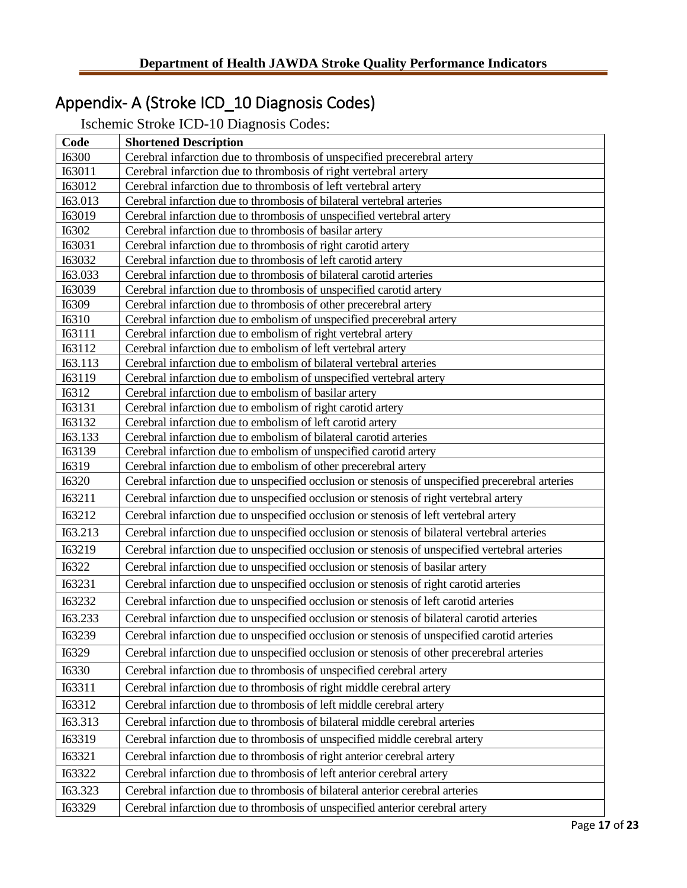# Appendix- A (Stroke ICD_10 Diagnosis Codes)

Ischemic Stroke ICD-10 Diagnosis Codes:

| Code | Shortened Description |
|---|---|
| I6300 | Cerebral infarction due to thrombosis of unspecified precerebral artery |
| I63011 | Cerebral infarction due to thrombosis of right vertebral artery |
| I63012 | Cerebral infarction due to thrombosis of left vertebral artery |
| I63.013 | Cerebral infarction due to thrombosis of bilateral vertebral arteries |
| I63019 | Cerebral infarction due to thrombosis of unspecified vertebral artery |
| I6302 | Cerebral infarction due to thrombosis of basilar artery |
| I63031 | Cerebral infarction due to thrombosis of right carotid artery |
| I63032 | Cerebral infarction due to thrombosis of left carotid artery |
| I63.033 | Cerebral infarction due to thrombosis of bilateral carotid arteries |
| I63039 | Cerebral infarction due to thrombosis of unspecified carotid artery |
| I6309 | Cerebral infarction due to thrombosis of other precerebral artery |
| I6310 | Cerebral infarction due to embolism of unspecified precerebral artery |
| I63111 | Cerebral infarction due to embolism of right vertebral artery |
| I63112 | Cerebral infarction due to embolism of left vertebral artery |
| I63.113 | Cerebral infarction due to embolism of bilateral vertebral arteries |
| I63119 | Cerebral infarction due to embolism of unspecified vertebral artery |
| I6312 | Cerebral infarction due to embolism of basilar artery |
| I63131 | Cerebral infarction due to embolism of right carotid artery |
| I63132 | Cerebral infarction due to embolism of left carotid artery |
| I63.133 | Cerebral infarction due to embolism of bilateral carotid arteries |
| I63139 | Cerebral infarction due to embolism of unspecified carotid artery |
| I6319 | Cerebral infarction due to embolism of other precerebral artery |
| I6320 | Cerebral infarction due to unspecified occlusion or stenosis of unspecified precerebral arteries |
| I63211 | Cerebral infarction due to unspecified occlusion or stenosis of right vertebral artery |
| I63212 | Cerebral infarction due to unspecified occlusion or stenosis of left vertebral artery |
| I63.213 | Cerebral infarction due to unspecified occlusion or stenosis of bilateral vertebral arteries |
| I63219 | Cerebral infarction due to unspecified occlusion or stenosis of unspecified vertebral arteries |
| I6322 | Cerebral infarction due to unspecified occlusion or stenosis of basilar artery |
| I63231 | Cerebral infarction due to unspecified occlusion or stenosis of right carotid arteries |
| I63232 | Cerebral infarction due to unspecified occlusion or stenosis of left carotid arteries |
| I63.233 | Cerebral infarction due to unspecified occlusion or stenosis of bilateral carotid arteries |
| I63239 | Cerebral infarction due to unspecified occlusion or stenosis of unspecified carotid arteries |
| I6329 | Cerebral infarction due to unspecified occlusion or stenosis of other precerebral arteries |
| I6330 | Cerebral infarction due to thrombosis of unspecified cerebral artery |
| I63311 | Cerebral infarction due to thrombosis of right middle cerebral artery |
| I63312 | Cerebral infarction due to thrombosis of left middle cerebral artery |
| I63.313 | Cerebral infarction due to thrombosis of bilateral middle cerebral arteries |
| I63319 | Cerebral infarction due to thrombosis of unspecified middle cerebral artery |
| I63321 | Cerebral infarction due to thrombosis of right anterior cerebral artery |
| I63322 | Cerebral infarction due to thrombosis of left anterior cerebral artery |
| I63.323 | Cerebral infarction due to thrombosis of bilateral anterior cerebral arteries |
| I63329 | Cerebral infarction due to thrombosis of unspecified anterior cerebral artery |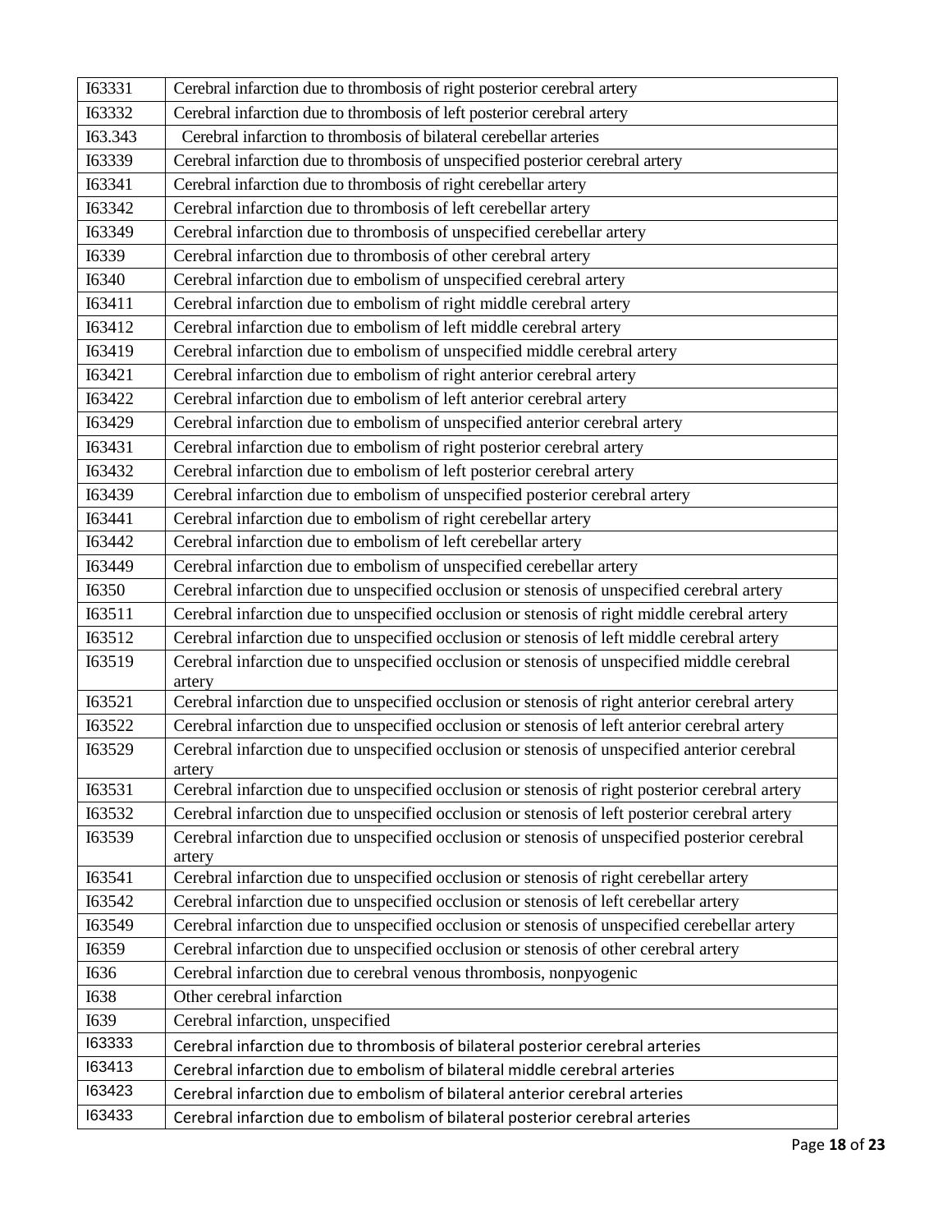| I63331 | Cerebral infarction due to thrombosis of right posterior cerebral artery |
|---|---|
| I63332 | Cerebral infarction due to thrombosis of left posterior cerebral artery |
| I63.343 | Cerebral infarction to thrombosis of bilateral cerebellar arteries |
| I63339 | Cerebral infarction due to thrombosis of unspecified posterior cerebral artery |
| I63341 | Cerebral infarction due to thrombosis of right cerebellar artery |
| I63342 | Cerebral infarction due to thrombosis of left cerebellar artery |
| I63349 | Cerebral infarction due to thrombosis of unspecified cerebellar artery |
| I6339 | Cerebral infarction due to thrombosis of other cerebral artery |
| I6340 | Cerebral infarction due to embolism of unspecified cerebral artery |
| I63411 | Cerebral infarction due to embolism of right middle cerebral artery |
| I63412 | Cerebral infarction due to embolism of left middle cerebral artery |
| I63419 | Cerebral infarction due to embolism of unspecified middle cerebral artery |
| I63421 | Cerebral infarction due to embolism of right anterior cerebral artery |
| I63422 | Cerebral infarction due to embolism of left anterior cerebral artery |
| I63429 | Cerebral infarction due to embolism of unspecified anterior cerebral artery |
| I63431 | Cerebral infarction due to embolism of right posterior cerebral artery |
| I63432 | Cerebral infarction due to embolism of left posterior cerebral artery |
| I63439 | Cerebral infarction due to embolism of unspecified posterior cerebral artery |
| I63441 | Cerebral infarction due to embolism of right cerebellar artery |
| I63442 | Cerebral infarction due to embolism of left cerebellar artery |
| I63449 | Cerebral infarction due to embolism of unspecified cerebellar artery |
| I6350 | Cerebral infarction due to unspecified occlusion or stenosis of unspecified cerebral artery |
| I63511 | Cerebral infarction due to unspecified occlusion or stenosis of right middle cerebral artery |
| I63512 | Cerebral infarction due to unspecified occlusion or stenosis of left middle cerebral artery |
| I63519 | Cerebral infarction due to unspecified occlusion or stenosis of unspecified middle cerebral artery |
| I63521 | Cerebral infarction due to unspecified occlusion or stenosis of right anterior cerebral artery |
| I63522 | Cerebral infarction due to unspecified occlusion or stenosis of left anterior cerebral artery |
| I63529 | Cerebral infarction due to unspecified occlusion or stenosis of unspecified anterior cerebral artery |
| I63531 | Cerebral infarction due to unspecified occlusion or stenosis of right posterior cerebral artery |
| I63532 | Cerebral infarction due to unspecified occlusion or stenosis of left posterior cerebral artery |
| I63539 | Cerebral infarction due to unspecified occlusion or stenosis of unspecified posterior cerebral artery |
| I63541 | Cerebral infarction due to unspecified occlusion or stenosis of right cerebellar artery |
| I63542 | Cerebral infarction due to unspecified occlusion or stenosis of left cerebellar artery |
| I63549 | Cerebral infarction due to unspecified occlusion or stenosis of unspecified cerebellar artery |
| I6359 | Cerebral infarction due to unspecified occlusion or stenosis of other cerebral artery |
| I636 | Cerebral infarction due to cerebral venous thrombosis, nonpyogenic |
| I638 | Other cerebral infarction |
| I639 | Cerebral infarction, unspecified |
| I63333 | Cerebral infarction due to thrombosis of bilateral posterior cerebral arteries |
| I63413 | Cerebral infarction due to embolism of bilateral middle cerebral arteries |
| I63423 | Cerebral infarction due to embolism of bilateral anterior cerebral arteries |
| I63433 | Cerebral infarction due to embolism of bilateral posterior cerebral arteries |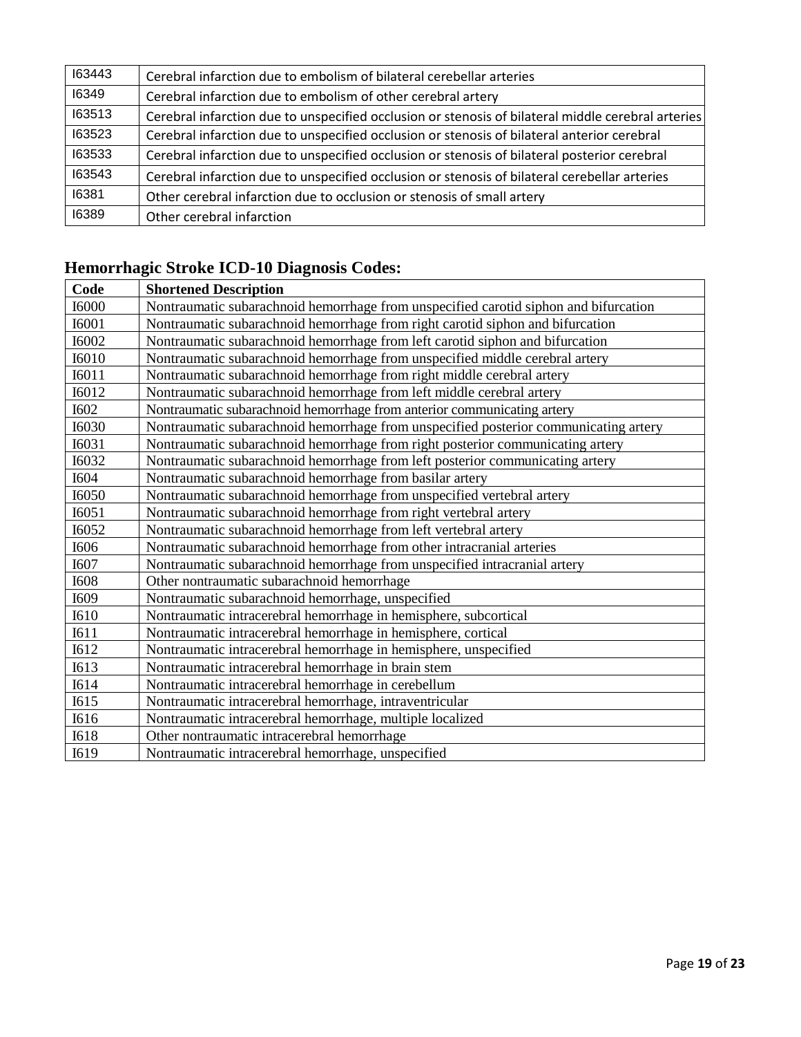| | |
|---|---|
| I63443 | Cerebral infarction due to embolism of bilateral cerebellar arteries |
| I6349 | Cerebral infarction due to embolism of other cerebral artery |
| I63513 | Cerebral infarction due to unspecified occlusion or stenosis of bilateral middle cerebral arteries |
| I63523 | Cerebral infarction due to unspecified occlusion or stenosis of bilateral anterior cerebral |
| I63533 | Cerebral infarction due to unspecified occlusion or stenosis of bilateral posterior cerebral |
| I63543 | Cerebral infarction due to unspecified occlusion or stenosis of bilateral cerebellar arteries |
| I6381 | Other cerebral infarction due to occlusion or stenosis of small artery |
| I6389 | Other cerebral infarction |

## Hemorrhagic Stroke ICD-10 Diagnosis Codes:

| Code | Shortened Description |
|---|---|
| I6000 | Nontraumatic subarachnoid hemorrhage from unspecified carotid siphon and bifurcation |
| I6001 | Nontraumatic subarachnoid hemorrhage from right carotid siphon and bifurcation |
| I6002 | Nontraumatic subarachnoid hemorrhage from left carotid siphon and bifurcation |
| I6010 | Nontraumatic subarachnoid hemorrhage from unspecified middle cerebral artery |
| I6011 | Nontraumatic subarachnoid hemorrhage from right middle cerebral artery |
| I6012 | Nontraumatic subarachnoid hemorrhage from left middle cerebral artery |
| I602 | Nontraumatic subarachnoid hemorrhage from anterior communicating artery |
| I6030 | Nontraumatic subarachnoid hemorrhage from unspecified posterior communicating artery |
| I6031 | Nontraumatic subarachnoid hemorrhage from right posterior communicating artery |
| I6032 | Nontraumatic subarachnoid hemorrhage from left posterior communicating artery |
| I604 | Nontraumatic subarachnoid hemorrhage from basilar artery |
| I6050 | Nontraumatic subarachnoid hemorrhage from unspecified vertebral artery |
| I6051 | Nontraumatic subarachnoid hemorrhage from right vertebral artery |
| I6052 | Nontraumatic subarachnoid hemorrhage from left vertebral artery |
| I606 | Nontraumatic subarachnoid hemorrhage from other intracranial arteries |
| I607 | Nontraumatic subarachnoid hemorrhage from unspecified intracranial artery |
| I608 | Other nontraumatic subarachnoid hemorrhage |
| I609 | Nontraumatic subarachnoid hemorrhage, unspecified |
| I610 | Nontraumatic intracerebral hemorrhage in hemisphere, subcortical |
| I611 | Nontraumatic intracerebral hemorrhage in hemisphere, cortical |
| I612 | Nontraumatic intracerebral hemorrhage in hemisphere, unspecified |
| I613 | Nontraumatic intracerebral hemorrhage in brain stem |
| I614 | Nontraumatic intracerebral hemorrhage in cerebellum |
| I615 | Nontraumatic intracerebral hemorrhage, intraventricular |
| I616 | Nontraumatic intracerebral hemorrhage, multiple localized |
| I618 | Other nontraumatic intracerebral hemorrhage |
| I619 | Nontraumatic intracerebral hemorrhage, unspecified |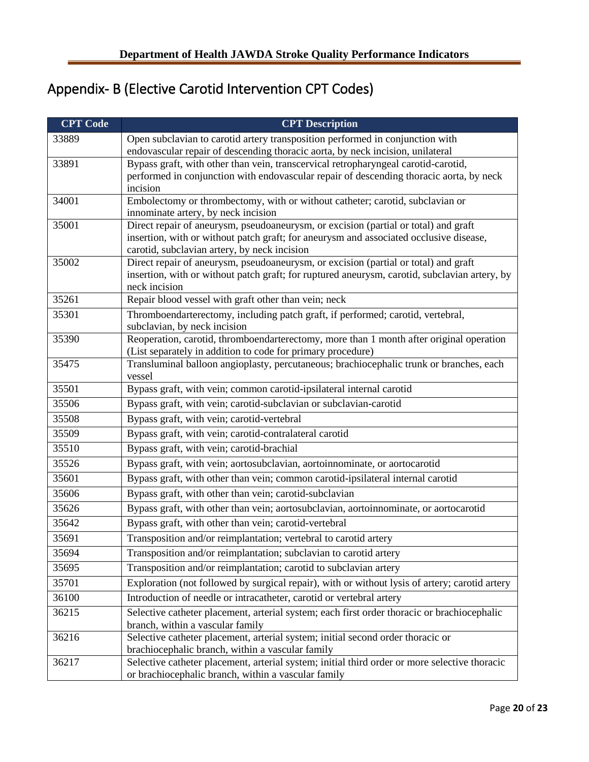# Appendix- B (Elective Carotid Intervention CPT Codes)

| CPT Code | CPT Description |
|---|---|
| 33889 | Open subclavian to carotid artery transposition performed in conjunction with endovascular repair of descending thoracic aorta, by neck incision, unilateral |
| 33891 | Bypass graft, with other than vein, transcervical retropharyngeal carotid-carotid, performed in conjunction with endovascular repair of descending thoracic aorta, by neck incision |
| 34001 | Embolectomy or thrombectomy, with or without catheter; carotid, subclavian or innominate artery, by neck incision |
| 35001 | Direct repair of aneurysm, pseudoaneurysm, or excision (partial or total) and graft insertion, with or without patch graft; for aneurysm and associated occlusive disease, carotid, subclavian artery, by neck incision |
| 35002 | Direct repair of aneurysm, pseudoaneurysm, or excision (partial or total) and graft insertion, with or without patch graft; for ruptured aneurysm, carotid, subclavian artery, by neck incision |
| 35261 | Repair blood vessel with graft other than vein; neck |
| 35301 | Thromboendarterectomy, including patch graft, if performed; carotid, vertebral, subclavian, by neck incision |
| 35390 | Reoperation, carotid, thromboendarterectomy, more than 1 month after original operation (List separately in addition to code for primary procedure) |
| 35475 | Transluminal balloon angioplasty, percutaneous; brachiocephalic trunk or branches, each vessel |
| 35501 | Bypass graft, with vein; common carotid-ipsilateral internal carotid |
| 35506 | Bypass graft, with vein; carotid-subclavian or subclavian-carotid |
| 35508 | Bypass graft, with vein; carotid-vertebral |
| 35509 | Bypass graft, with vein; carotid-contralateral carotid |
| 35510 | Bypass graft, with vein; carotid-brachial |
| 35526 | Bypass graft, with vein; aortosubclavian, aortoinnominate, or aortocarotid |
| 35601 | Bypass graft, with other than vein; common carotid-ipsilateral internal carotid |
| 35606 | Bypass graft, with other than vein; carotid-subclavian |
| 35626 | Bypass graft, with other than vein; aortosubclavian, aortoinnominate, or aortocarotid |
| 35642 | Bypass graft, with other than vein; carotid-vertebral |
| 35691 | Transposition and/or reimplantation; vertebral to carotid artery |
| 35694 | Transposition and/or reimplantation; subclavian to carotid artery |
| 35695 | Transposition and/or reimplantation; carotid to subclavian artery |
| 35701 | Exploration (not followed by surgical repair), with or without lysis of artery; carotid artery |
| 36100 | Introduction of needle or intracatheter, carotid or vertebral artery |
| 36215 | Selective catheter placement, arterial system; each first order thoracic or brachiocephalic branch, within a vascular family |
| 36216 | Selective catheter placement, arterial system; initial second order thoracic or brachiocephalic branch, within a vascular family |
| 36217 | Selective catheter placement, arterial system; initial third order or more selective thoracic or brachiocephalic branch, within a vascular family |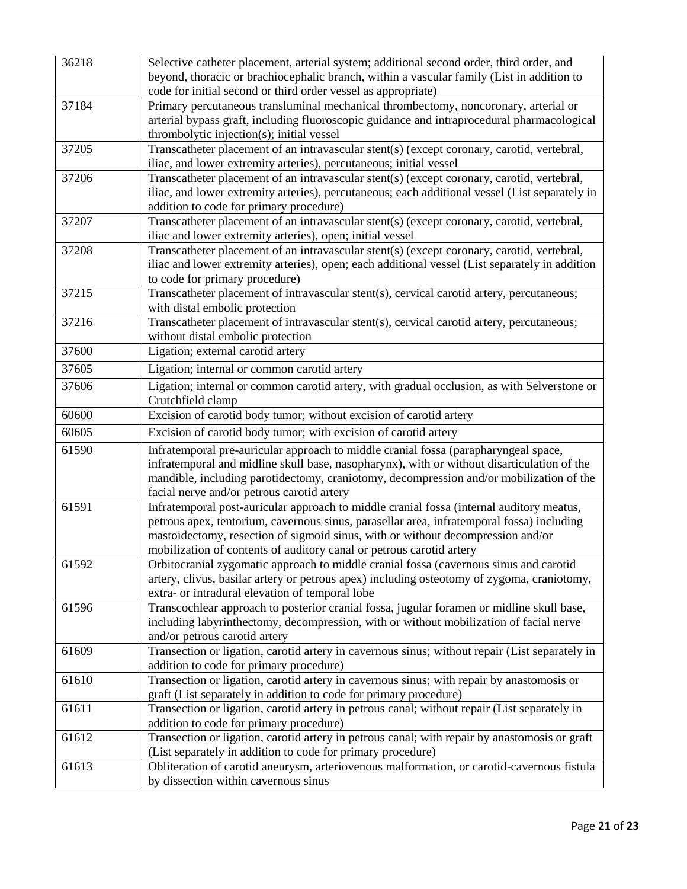| | |
|---|---|
| 36218 | Selective catheter placement, arterial system; additional second order, third order, and beyond, thoracic or brachiocephalic branch, within a vascular family (List in addition to code for initial second or third order vessel as appropriate) |
| 37184 | Primary percutaneous transluminal mechanical thrombectomy, noncoronary, arterial or arterial bypass graft, including fluoroscopic guidance and intraprocedural pharmacological thrombolytic injection(s); initial vessel |
| 37205 | Transcatheter placement of an intravascular stent(s) (except coronary, carotid, vertebral, iliac, and lower extremity arteries), percutaneous; initial vessel |
| 37206 | Transcatheter placement of an intravascular stent(s) (except coronary, carotid, vertebral, iliac, and lower extremity arteries), percutaneous; each additional vessel (List separately in addition to code for primary procedure) |
| 37207 | Transcatheter placement of an intravascular stent(s) (except coronary, carotid, vertebral, iliac and lower extremity arteries), open; initial vessel |
| 37208 | Transcatheter placement of an intravascular stent(s) (except coronary, carotid, vertebral, iliac and lower extremity arteries), open; each additional vessel (List separately in addition to code for primary procedure) |
| 37215 | Transcatheter placement of intravascular stent(s), cervical carotid artery, percutaneous; with distal embolic protection |
| 37216 | Transcatheter placement of intravascular stent(s), cervical carotid artery, percutaneous; without distal embolic protection |
| 37600 | Ligation; external carotid artery |
| 37605 | Ligation; internal or common carotid artery |
| 37606 | Ligation; internal or common carotid artery, with gradual occlusion, as with Selverstone or Crutchfield clamp |
| 60600 | Excision of carotid body tumor; without excision of carotid artery |
| 60605 | Excision of carotid body tumor; with excision of carotid artery |
| 61590 | Infratemporal pre-auricular approach to middle cranial fossa (parapharyngeal space, infratemporal and midline skull base, nasopharynx), with or without disarticulation of the mandible, including parotidectomy, craniotomy, decompression and/or mobilization of the facial nerve and/or petrous carotid artery |
| 61591 | Infratemporal post-auricular approach to middle cranial fossa (internal auditory meatus, petrous apex, tentorium, cavernous sinus, parasellar area, infratemporal fossa) including mastoidectomy, resection of sigmoid sinus, with or without decompression and/or mobilization of contents of auditory canal or petrous carotid artery |
| 61592 | Orbitocranial zygomatic approach to middle cranial fossa (cavernous sinus and carotid artery, clivus, basilar artery or petrous apex) including osteotomy of zygoma, craniotomy, extra- or intradural elevation of temporal lobe |
| 61596 | Transcochlear approach to posterior cranial fossa, jugular foramen or midline skull base, including labyrinthectomy, decompression, with or without mobilization of facial nerve and/or petrous carotid artery |
| 61609 | Transection or ligation, carotid artery in cavernous sinus; without repair (List separately in addition to code for primary procedure) |
| 61610 | Transection or ligation, carotid artery in cavernous sinus; with repair by anastomosis or graft (List separately in addition to code for primary procedure) |
| 61611 | Transection or ligation, carotid artery in petrous canal; without repair (List separately in addition to code for primary procedure) |
| 61612 | Transection or ligation, carotid artery in petrous canal; with repair by anastomosis or graft (List separately in addition to code for primary procedure) |
| 61613 | Obliteration of carotid aneurysm, arteriovenous malformation, or carotid-cavernous fistula by dissection within cavernous sinus |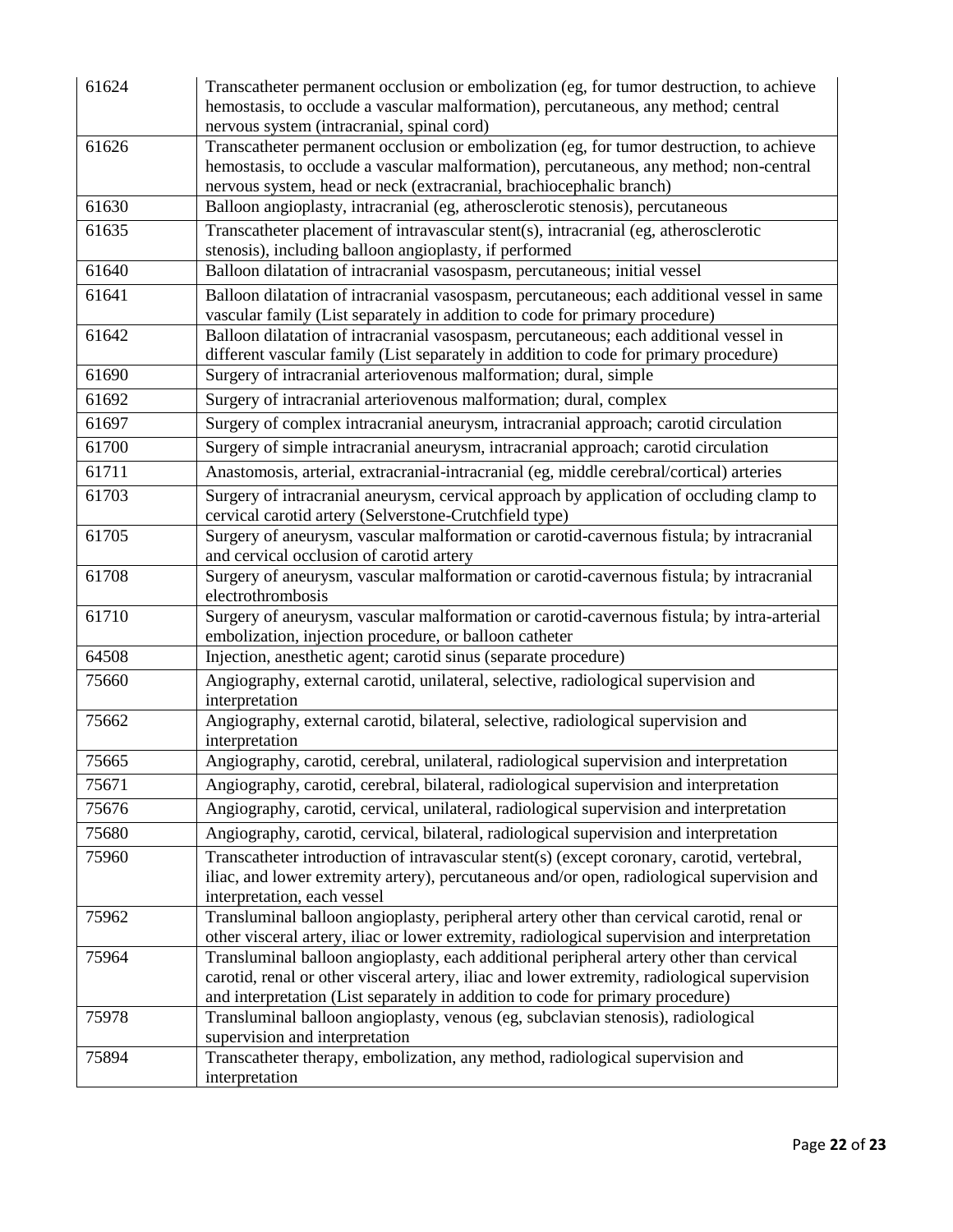| | |
|---|---|
| 61624 | Transcatheter permanent occlusion or embolization (eg, for tumor destruction, to achieve hemostasis, to occlude a vascular malformation), percutaneous, any method; central nervous system (intracranial, spinal cord) |
| 61626 | Transcatheter permanent occlusion or embolization (eg, for tumor destruction, to achieve hemostasis, to occlude a vascular malformation), percutaneous, any method; non-central nervous system, head or neck (extracranial, brachiocephalic branch) |
| 61630 | Balloon angioplasty, intracranial (eg, atherosclerotic stenosis), percutaneous |
| 61635 | Transcatheter placement of intravascular stent(s), intracranial (eg, atherosclerotic stenosis), including balloon angioplasty, if performed |
| 61640 | Balloon dilatation of intracranial vasospasm, percutaneous; initial vessel |
| 61641 | Balloon dilatation of intracranial vasospasm, percutaneous; each additional vessel in same vascular family (List separately in addition to code for primary procedure) |
| 61642 | Balloon dilatation of intracranial vasospasm, percutaneous; each additional vessel in different vascular family (List separately in addition to code for primary procedure) |
| 61690 | Surgery of intracranial arteriovenous malformation; dural, simple |
| 61692 | Surgery of intracranial arteriovenous malformation; dural, complex |
| 61697 | Surgery of complex intracranial aneurysm, intracranial approach; carotid circulation |
| 61700 | Surgery of simple intracranial aneurysm, intracranial approach; carotid circulation |
| 61711 | Anastomosis, arterial, extracranial-intracranial (eg, middle cerebral/cortical) arteries |
| 61703 | Surgery of intracranial aneurysm, cervical approach by application of occluding clamp to cervical carotid artery (Selverstone-Crutchfield type) |
| 61705 | Surgery of aneurysm, vascular malformation or carotid-cavernous fistula; by intracranial and cervical occlusion of carotid artery |
| 61708 | Surgery of aneurysm, vascular malformation or carotid-cavernous fistula; by intracranial electrothrombosis |
| 61710 | Surgery of aneurysm, vascular malformation or carotid-cavernous fistula; by intra-arterial embolization, injection procedure, or balloon catheter |
| 64508 | Injection, anesthetic agent; carotid sinus (separate procedure) |
| 75660 | Angiography, external carotid, unilateral, selective, radiological supervision and interpretation |
| 75662 | Angiography, external carotid, bilateral, selective, radiological supervision and interpretation |
| 75665 | Angiography, carotid, cerebral, unilateral, radiological supervision and interpretation |
| 75671 | Angiography, carotid, cerebral, bilateral, radiological supervision and interpretation |
| 75676 | Angiography, carotid, cervical, unilateral, radiological supervision and interpretation |
| 75680 | Angiography, carotid, cervical, bilateral, radiological supervision and interpretation |
| 75960 | Transcatheter introduction of intravascular stent(s) (except coronary, carotid, vertebral, iliac, and lower extremity artery), percutaneous and/or open, radiological supervision and interpretation, each vessel |
| 75962 | Transluminal balloon angioplasty, peripheral artery other than cervical carotid, renal or other visceral artery, iliac or lower extremity, radiological supervision and interpretation |
| 75964 | Transluminal balloon angioplasty, each additional peripheral artery other than cervical carotid, renal or other visceral artery, iliac and lower extremity, radiological supervision and interpretation (List separately in addition to code for primary procedure) |
| 75978 | Transluminal balloon angioplasty, venous (eg, subclavian stenosis), radiological supervision and interpretation |
| 75894 | Transcatheter therapy, embolization, any method, radiological supervision and interpretation |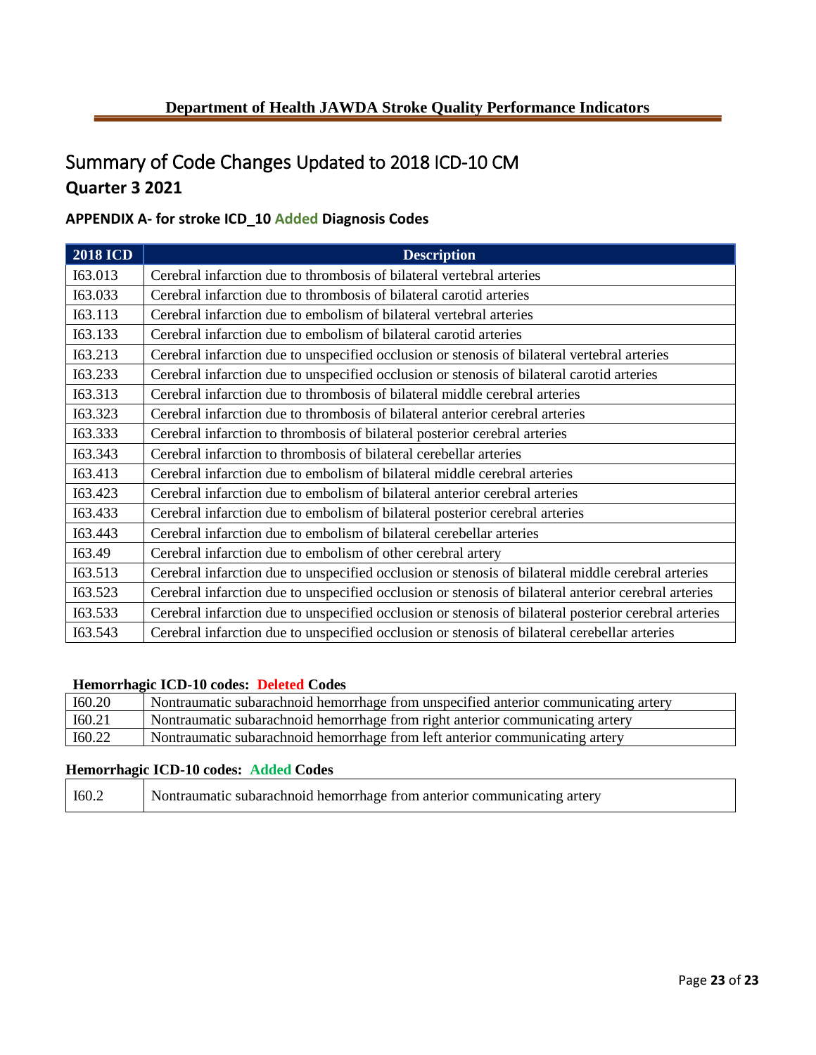# Summary of Code Changes Updated to 2018 ICD-10 CM
## Quarter 3 2021

### APPENDIX A- for stroke ICD_10 Added Diagnosis Codes

| 2018 ICD | Description |
|---|---|
| I63.013 | Cerebral infarction due to thrombosis of bilateral vertebral arteries |
| I63.033 | Cerebral infarction due to thrombosis of bilateral carotid arteries |
| I63.113 | Cerebral infarction due to embolism of bilateral vertebral arteries |
| I63.133 | Cerebral infarction due to embolism of bilateral carotid arteries |
| I63.213 | Cerebral infarction due to unspecified occlusion or stenosis of bilateral vertebral arteries |
| I63.233 | Cerebral infarction due to unspecified occlusion or stenosis of bilateral carotid arteries |
| I63.313 | Cerebral infarction due to thrombosis of bilateral middle cerebral arteries |
| I63.323 | Cerebral infarction due to thrombosis of bilateral anterior cerebral arteries |
| I63.333 | Cerebral infarction to thrombosis of bilateral posterior cerebral arteries |
| I63.343 | Cerebral infarction to thrombosis of bilateral cerebellar arteries |
| I63.413 | Cerebral infarction due to embolism of bilateral middle cerebral arteries |
| I63.423 | Cerebral infarction due to embolism of bilateral anterior cerebral arteries |
| I63.433 | Cerebral infarction due to embolism of bilateral posterior cerebral arteries |
| I63.443 | Cerebral infarction due to embolism of bilateral cerebellar arteries |
| I63.49 | Cerebral infarction due to embolism of other cerebral artery |
| I63.513 | Cerebral infarction due to unspecified occlusion or stenosis of bilateral middle cerebral arteries |
| I63.523 | Cerebral infarction due to unspecified occlusion or stenosis of bilateral anterior cerebral arteries |
| I63.533 | Cerebral infarction due to unspecified occlusion or stenosis of bilateral posterior cerebral arteries |
| I63.543 | Cerebral infarction due to unspecified occlusion or stenosis of bilateral cerebellar arteries |

**Hemorrhagic ICD-10 codes: Deleted Codes**

| | |
|---|---|
| I60.20 | Nontraumatic subarachnoid hemorrhage from unspecified anterior communicating artery |
| I60.21 | Nontraumatic subarachnoid hemorrhage from right anterior communicating artery |
| I60.22 | Nontraumatic subarachnoid hemorrhage from left anterior communicating artery |

**Hemorrhagic ICD-10 codes: Added Codes**

| | |
|---|---|
| I60.2 | Nontraumatic subarachnoid hemorrhage from anterior communicating artery |